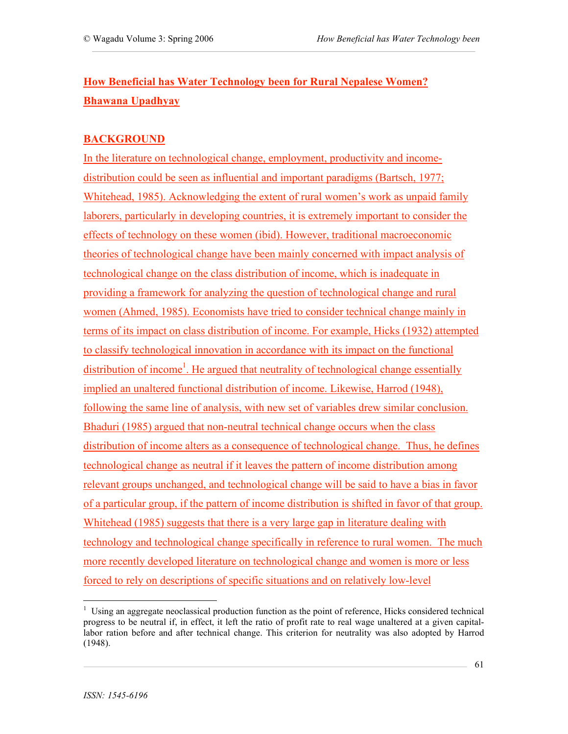# How Beneficial has Water Technology been for Rural Nepalese Women?

**Bhawana Upadhyay**

## BACKGROUND

In the literature on technological change, employment, productivity and income-distribution could be seen as influential and important paradigms (Bartsch, 1977; Whitehead, 1985). Acknowledging the extent of rural women's work as unpaid family laborers, particularly in developing countries, it is extremely important to consider the effects of technology on these women (ibid). However, traditional macroeconomic theories of technological change have been mainly concerned with impact analysis of technological change on the class distribution of income, which is inadequate in providing a framework for analyzing the question of technological change and rural women (Ahmed, 1985). Economists have tried to consider technical change mainly in terms of its impact on class distribution of income. For example, Hicks (1932) attempted to classify technological innovation in accordance with its impact on the functional distribution of income[1]. He argued that neutrality of technological change essentially implied an unaltered functional distribution of income. Likewise, Harrod (1948), following the same line of analysis, with new set of variables drew similar conclusion. Bhaduri (1985) argued that non-neutral technical change occurs when the class distribution of income alters as a consequence of technological change. Thus, he defines technological change as neutral if it leaves the pattern of income distribution among relevant groups unchanged, and technological change will be said to have a bias in favor of a particular group, if the pattern of income distribution is shifted in favor of that group. Whitehead (1985) suggests that there is a very large gap in literature dealing with technology and technological change specifically in reference to rural women. The much more recently developed literature on technological change and women is more or less forced to rely on descriptions of specific situations and on relatively low-level

[1] Using an aggregate neoclassical production function as the point of reference, Hicks considered technical progress to be neutral if, in effect, it left the ratio of profit rate to real wage unaltered at a given capital-labor ration before and after technical change. This criterion for neutrality was also adopted by Harrod (1948).

ISSN: 1545-6196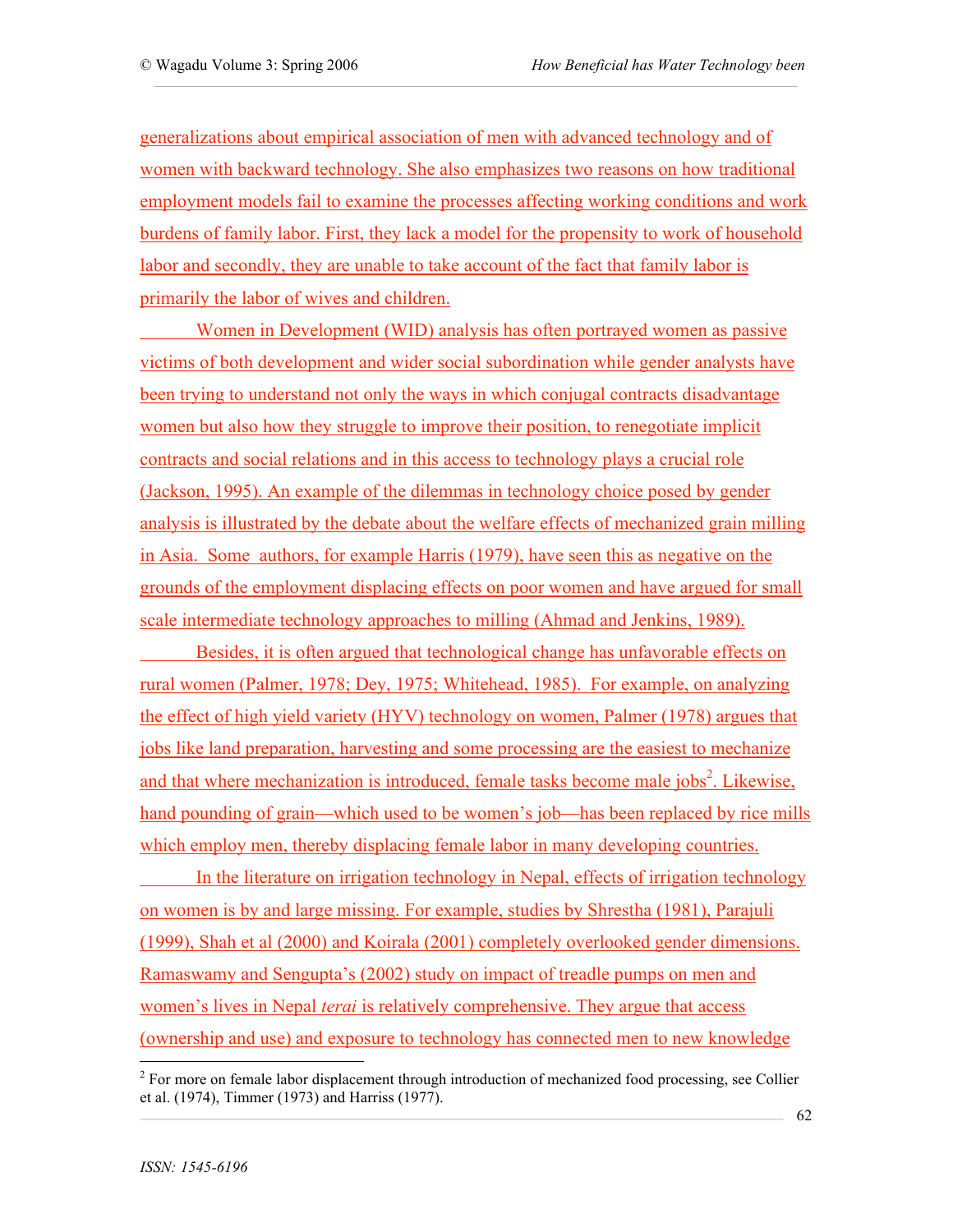generalizations about empirical association of men with advanced technology and of women with backward technology. She also emphasizes two reasons on how traditional employment models fail to examine the processes affecting working conditions and work burdens of family labor. First, they lack a model for the propensity to work of household labor and secondly, they are unable to take account of the fact that family labor is primarily the labor of wives and children.

Women in Development (WID) analysis has often portrayed women as passive victims of both development and wider social subordination while gender analysts have been trying to understand not only the ways in which conjugal contracts disadvantage women but also how they struggle to improve their position, to renegotiate implicit contracts and social relations and in this access to technology plays a crucial role (Jackson, 1995). An example of the dilemmas in technology choice posed by gender analysis is illustrated by the debate about the welfare effects of mechanized grain milling in Asia. Some authors, for example Harris (1979), have seen this as negative on the grounds of the employment displacing effects on poor women and have argued for small scale intermediate technology approaches to milling (Ahmad and Jenkins, 1989).

Besides, it is often argued that technological change has unfavorable effects on rural women (Palmer, 1978; Dey, 1975; Whitehead, 1985). For example, on analyzing the effect of high yield variety (HYV) technology on women, Palmer (1978) argues that jobs like land preparation, harvesting and some processing are the easiest to mechanize and that where mechanization is introduced, female tasks become male jobs[2]. Likewise, hand pounding of grain—which used to be women's job—has been replaced by rice mills which employ men, thereby displacing female labor in many developing countries.

In the literature on irrigation technology in Nepal, effects of irrigation technology on women is by and large missing. For example, studies by Shrestha (1981), Parajuli (1999), Shah et al (2000) and Koirala (2001) completely overlooked gender dimensions. Ramaswamy and Sengupta's (2002) study on impact of treadle pumps on men and women's lives in Nepal *terai* is relatively comprehensive. They argue that access (ownership and use) and exposure to technology has connected men to new knowledge

[2] For more on female labor displacement through introduction of mechanized food processing, see Collier et al. (1974), Timmer (1973) and Harriss (1977).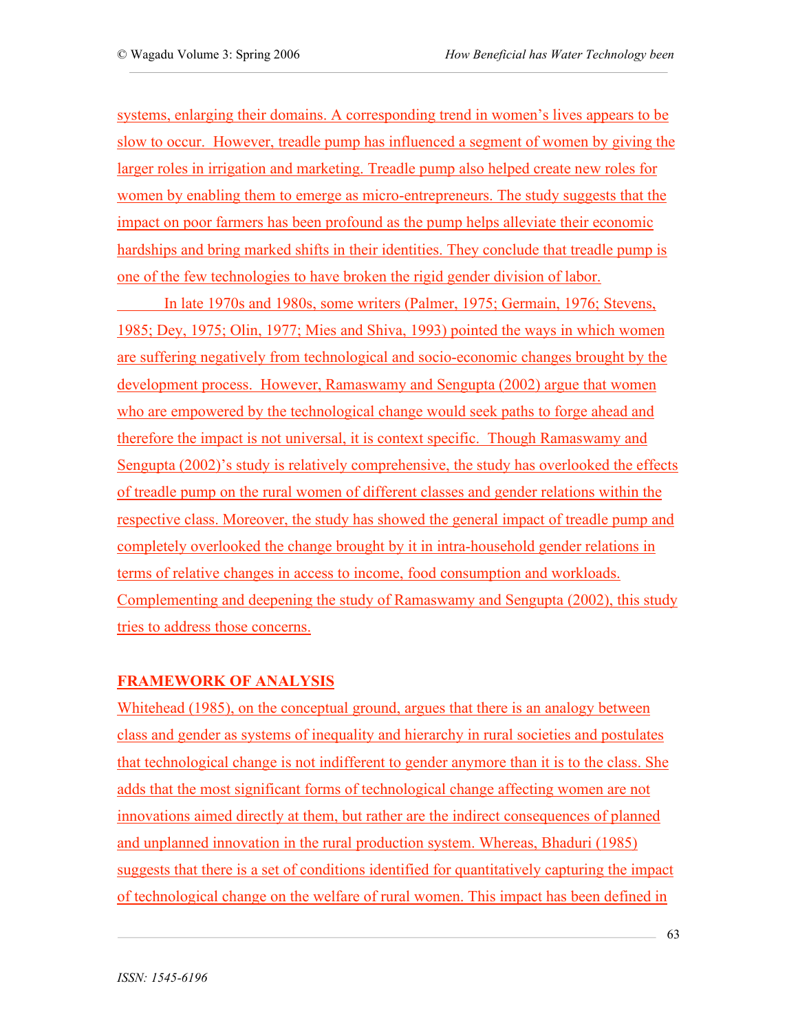systems, enlarging their domains. A corresponding trend in women's lives appears to be slow to occur.  However, treadle pump has influenced a segment of women by giving the larger roles in irrigation and marketing. Treadle pump also helped create new roles for women by enabling them to emerge as micro-entrepreneurs. The study suggests that the impact on poor farmers has been profound as the pump helps alleviate their economic hardships and bring marked shifts in their identities. They conclude that treadle pump is one of the few technologies to have broken the rigid gender division of labor.

In late 1970s and 1980s, some writers (Palmer, 1975; Germain, 1976; Stevens, 1985; Dey, 1975; Olin, 1977; Mies and Shiva, 1993) pointed the ways in which women are suffering negatively from technological and socio-economic changes brought by the development process.  However, Ramaswamy and Sengupta (2002) argue that women who are empowered by the technological change would seek paths to forge ahead and therefore the impact is not universal, it is context specific.  Though Ramaswamy and Sengupta (2002)'s study is relatively comprehensive, the study has overlooked the effects of treadle pump on the rural women of different classes and gender relations within the respective class. Moreover, the study has showed the general impact of treadle pump and completely overlooked the change brought by it in intra-household gender relations in terms of relative changes in access to income, food consumption and workloads. Complementing and deepening the study of Ramaswamy and Sengupta (2002), this study tries to address those concerns.

## FRAMEWORK OF ANALYSIS

Whitehead (1985), on the conceptual ground, argues that there is an analogy between class and gender as systems of inequality and hierarchy in rural societies and postulates that technological change is not indifferent to gender anymore than it is to the class. She adds that the most significant forms of technological change affecting women are not innovations aimed directly at them, but rather are the indirect consequences of planned and unplanned innovation in the rural production system. Whereas, Bhaduri (1985) suggests that there is a set of conditions identified for quantitatively capturing the impact of technological change on the welfare of rural women. This impact has been defined in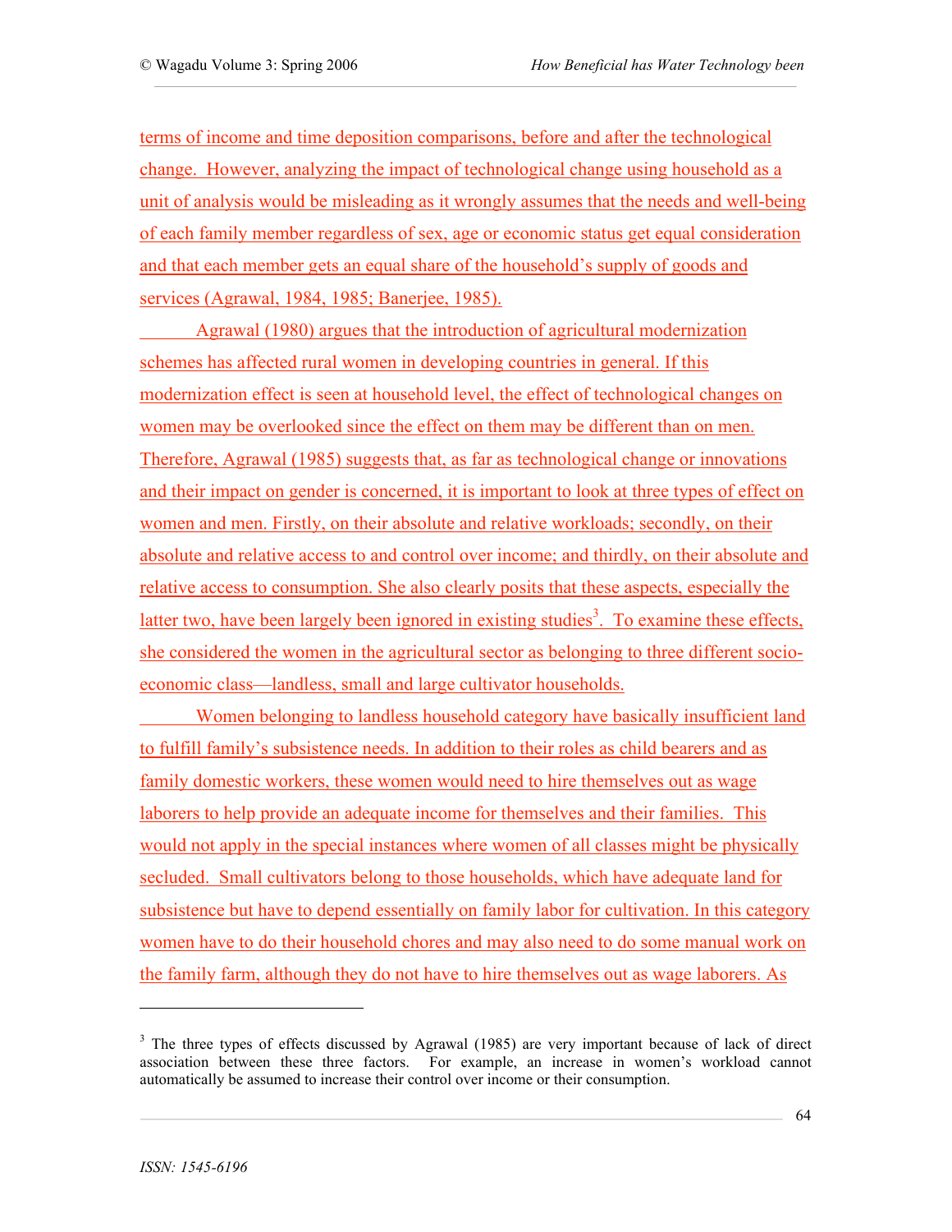terms of income and time deposition comparisons, before and after the technological change. However, analyzing the impact of technological change using household as a unit of analysis would be misleading as it wrongly assumes that the needs and well-being of each family member regardless of sex, age or economic status get equal consideration and that each member gets an equal share of the household's supply of goods and services (Agrawal, 1984, 1985; Banerjee, 1985).

Agrawal (1980) argues that the introduction of agricultural modernization schemes has affected rural women in developing countries in general. If this modernization effect is seen at household level, the effect of technological changes on women may be overlooked since the effect on them may be different than on men. Therefore, Agrawal (1985) suggests that, as far as technological change or innovations and their impact on gender is concerned, it is important to look at three types of effect on women and men. Firstly, on their absolute and relative workloads; secondly, on their absolute and relative access to and control over income; and thirdly, on their absolute and relative access to consumption. She also clearly posits that these aspects, especially the latter two, have been largely been ignored in existing studies[3]. To examine these effects, she considered the women in the agricultural sector as belonging to three different socio-economic class—landless, small and large cultivator households.

Women belonging to landless household category have basically insufficient land to fulfill family's subsistence needs. In addition to their roles as child bearers and as family domestic workers, these women would need to hire themselves out as wage laborers to help provide an adequate income for themselves and their families. This would not apply in the special instances where women of all classes might be physically secluded. Small cultivators belong to those households, which have adequate land for subsistence but have to depend essentially on family labor for cultivation. In this category women have to do their household chores and may also need to do some manual work on the family farm, although they do not have to hire themselves out as wage laborers. As

[3] The three types of effects discussed by Agrawal (1985) are very important because of lack of direct association between these three factors. For example, an increase in women's workload cannot automatically be assumed to increase their control over income or their consumption.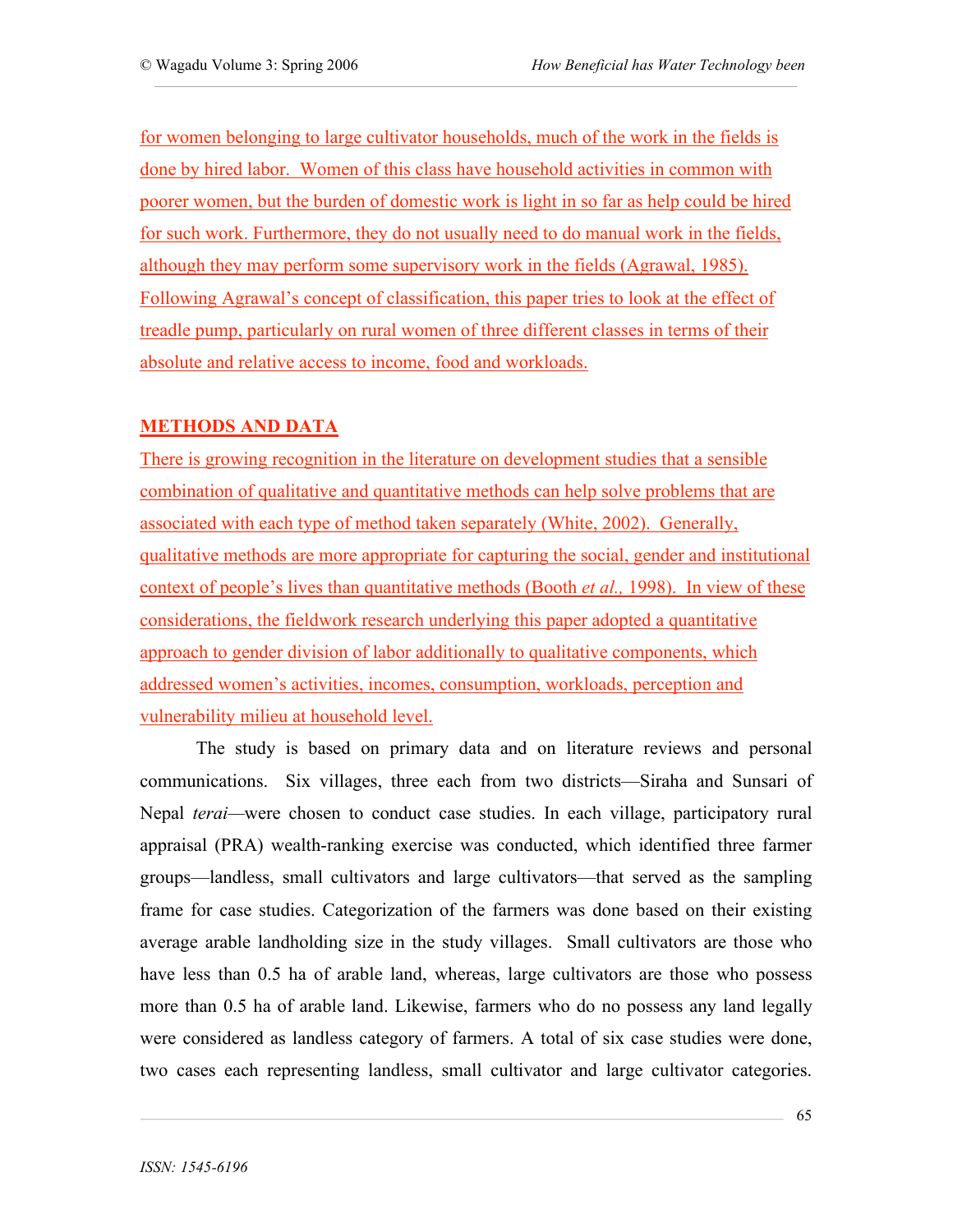for women belonging to large cultivator households, much of the work in the fields is done by hired labor. Women of this class have household activities in common with poorer women, but the burden of domestic work is light in so far as help could be hired for such work. Furthermore, they do not usually need to do manual work in the fields, although they may perform some supervisory work in the fields (Agrawal, 1985). Following Agrawal's concept of classification, this paper tries to look at the effect of treadle pump, particularly on rural women of three different classes in terms of their absolute and relative access to income, food and workloads.

## METHODS AND DATA

There is growing recognition in the literature on development studies that a sensible combination of qualitative and quantitative methods can help solve problems that are associated with each type of method taken separately (White, 2002). Generally, qualitative methods are more appropriate for capturing the social, gender and institutional context of people's lives than quantitative methods (Booth *et al.,* 1998). In view of these considerations, the fieldwork research underlying this paper adopted a quantitative approach to gender division of labor additionally to qualitative components, which addressed women's activities, incomes, consumption, workloads, perception and vulnerability milieu at household level.

The study is based on primary data and on literature reviews and personal communications. Six villages, three each from two districts—Siraha and Sunsari of Nepal *terai*—were chosen to conduct case studies. In each village, participatory rural appraisal (PRA) wealth-ranking exercise was conducted, which identified three farmer groups—landless, small cultivators and large cultivators—that served as the sampling frame for case studies. Categorization of the farmers was done based on their existing average arable landholding size in the study villages. Small cultivators are those who have less than 0.5 ha of arable land, whereas, large cultivators are those who possess more than 0.5 ha of arable land. Likewise, farmers who do no possess any land legally were considered as landless category of farmers. A total of six case studies were done, two cases each representing landless, small cultivator and large cultivator categories.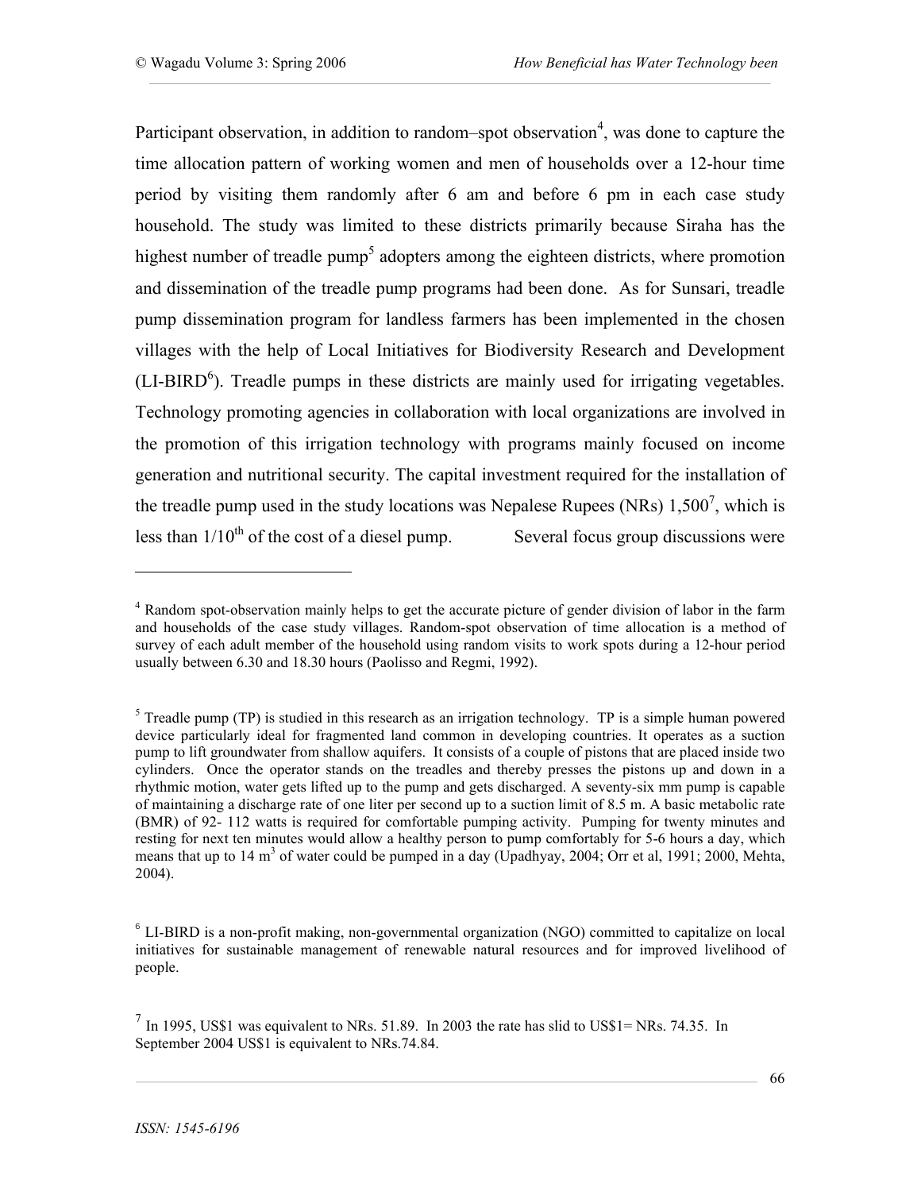Participant observation, in addition to random–spot observation[4], was done to capture the time allocation pattern of working women and men of households over a 12-hour time period by visiting them randomly after 6 am and before 6 pm in each case study household. The study was limited to these districts primarily because Siraha has the highest number of treadle pump[5] adopters among the eighteen districts, where promotion and dissemination of the treadle pump programs had been done. As for Sunsari, treadle pump dissemination program for landless farmers has been implemented in the chosen villages with the help of Local Initiatives for Biodiversity Research and Development (LI-BIRD[6]). Treadle pumps in these districts are mainly used for irrigating vegetables. Technology promoting agencies in collaboration with local organizations are involved in the promotion of this irrigation technology with programs mainly focused on income generation and nutritional security. The capital investment required for the installation of the treadle pump used in the study locations was Nepalese Rupees (NRs) 1,500[7], which is less than $1/10^{th}$ of the cost of a diesel pump. Several focus group discussions were

---

[4] Random spot-observation mainly helps to get the accurate picture of gender division of labor in the farm and households of the case study villages. Random-spot observation of time allocation is a method of survey of each adult member of the household using random visits to work spots during a 12-hour period usually between 6.30 and 18.30 hours (Paolisso and Regmi, 1992).

[5] Treadle pump (TP) is studied in this research as an irrigation technology. TP is a simple human powered device particularly ideal for fragmented land common in developing countries. It operates as a suction pump to lift groundwater from shallow aquifers. It consists of a couple of pistons that are placed inside two cylinders. Once the operator stands on the treadles and thereby presses the pistons up and down in a rhythmic motion, water gets lifted up to the pump and gets discharged. A seventy-six mm pump is capable of maintaining a discharge rate of one liter per second up to a suction limit of 8.5 m. A basic metabolic rate (BMR) of 92- 112 watts is required for comfortable pumping activity. Pumping for twenty minutes and resting for next ten minutes would allow a healthy person to pump comfortably for 5-6 hours a day, which means that up to 14 $m^3$ of water could be pumped in a day (Upadhyay, 2004; Orr et al, 1991; 2000, Mehta, 2004).

[6] LI-BIRD is a non-profit making, non-governmental organization (NGO) committed to capitalize on local initiatives for sustainable management of renewable natural resources and for improved livelihood of people.

[7] In 1995, US$1 was equivalent to NRs. 51.89. In 2003 the rate has slid to US$1= NRs. 74.35. In September 2004 US$1 is equivalent to NRs.74.84.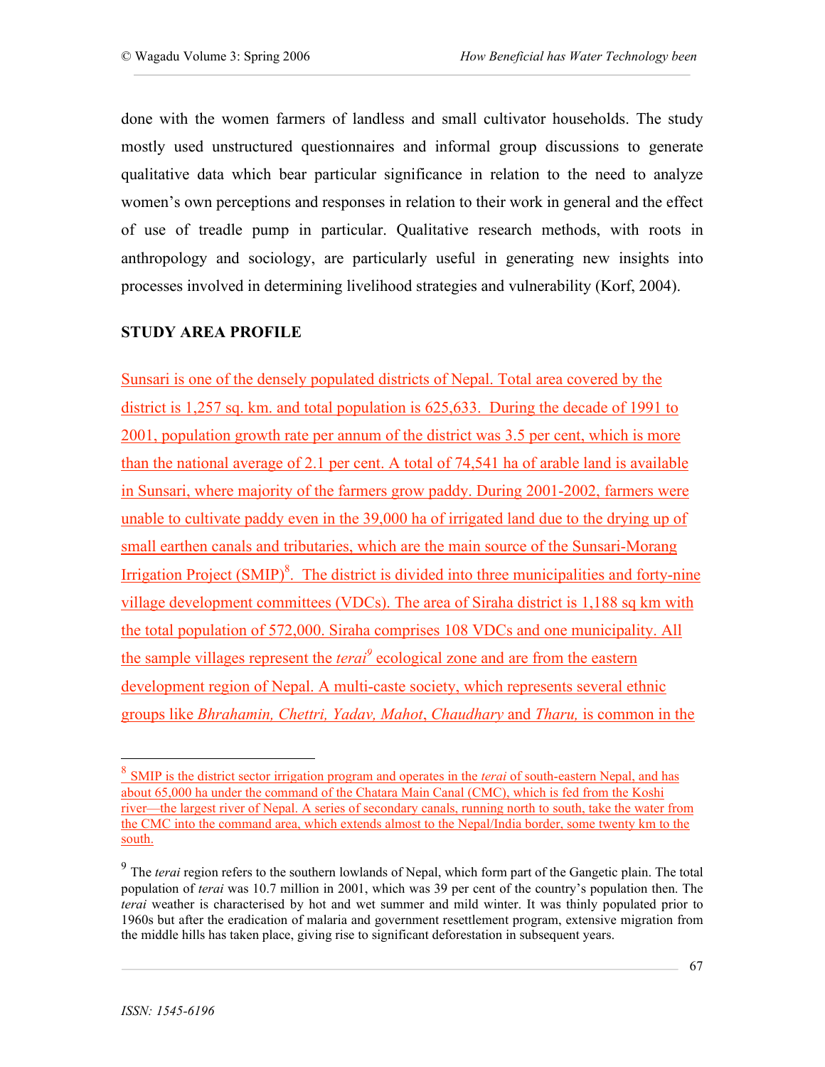done with the women farmers of landless and small cultivator households. The study mostly used unstructured questionnaires and informal group discussions to generate qualitative data which bear particular significance in relation to the need to analyze women's own perceptions and responses in relation to their work in general and the effect of use of treadle pump in particular. Qualitative research methods, with roots in anthropology and sociology, are particularly useful in generating new insights into processes involved in determining livelihood strategies and vulnerability (Korf, 2004).

## STUDY AREA PROFILE

Sunsari is one of the densely populated districts of Nepal. Total area covered by the district is 1,257 sq. km. and total population is 625,633. During the decade of 1991 to 2001, population growth rate per annum of the district was 3.5 per cent, which is more than the national average of 2.1 per cent. A total of 74,541 ha of arable land is available in Sunsari, where majority of the farmers grow paddy. During 2001-2002, farmers were unable to cultivate paddy even in the 39,000 ha of irrigated land due to the drying up of small earthen canals and tributaries, which are the main source of the Sunsari-Morang Irrigation Project (SMIP)[8]. The district is divided into three municipalities and forty-nine village development committees (VDCs). The area of Siraha district is 1,188 sq km with the total population of 572,000. Siraha comprises 108 VDCs and one municipality. All the sample villages represent the *terai*[9] ecological zone and are from the eastern development region of Nepal. A multi-caste society, which represents several ethnic groups like *Bhrahamin, Chettri, Yadav, Mahot*, *Chaudhary* and *Tharu,* is common in the

---

[8] SMIP is the district sector irrigation program and operates in the *terai* of south-eastern Nepal, and has about 65,000 ha under the command of the Chatara Main Canal (CMC), which is fed from the Koshi river—the largest river of Nepal. A series of secondary canals, running north to south, take the water from the CMC into the command area, which extends almost to the Nepal/India border, some twenty km to the south.

[9] The *terai* region refers to the southern lowlands of Nepal, which form part of the Gangetic plain. The total population of *terai* was 10.7 million in 2001, which was 39 per cent of the country's population then. The *terai* weather is characterised by hot and wet summer and mild winter. It was thinly populated prior to 1960s but after the eradication of malaria and government resettlement program, extensive migration from the middle hills has taken place, giving rise to significant deforestation in subsequent years.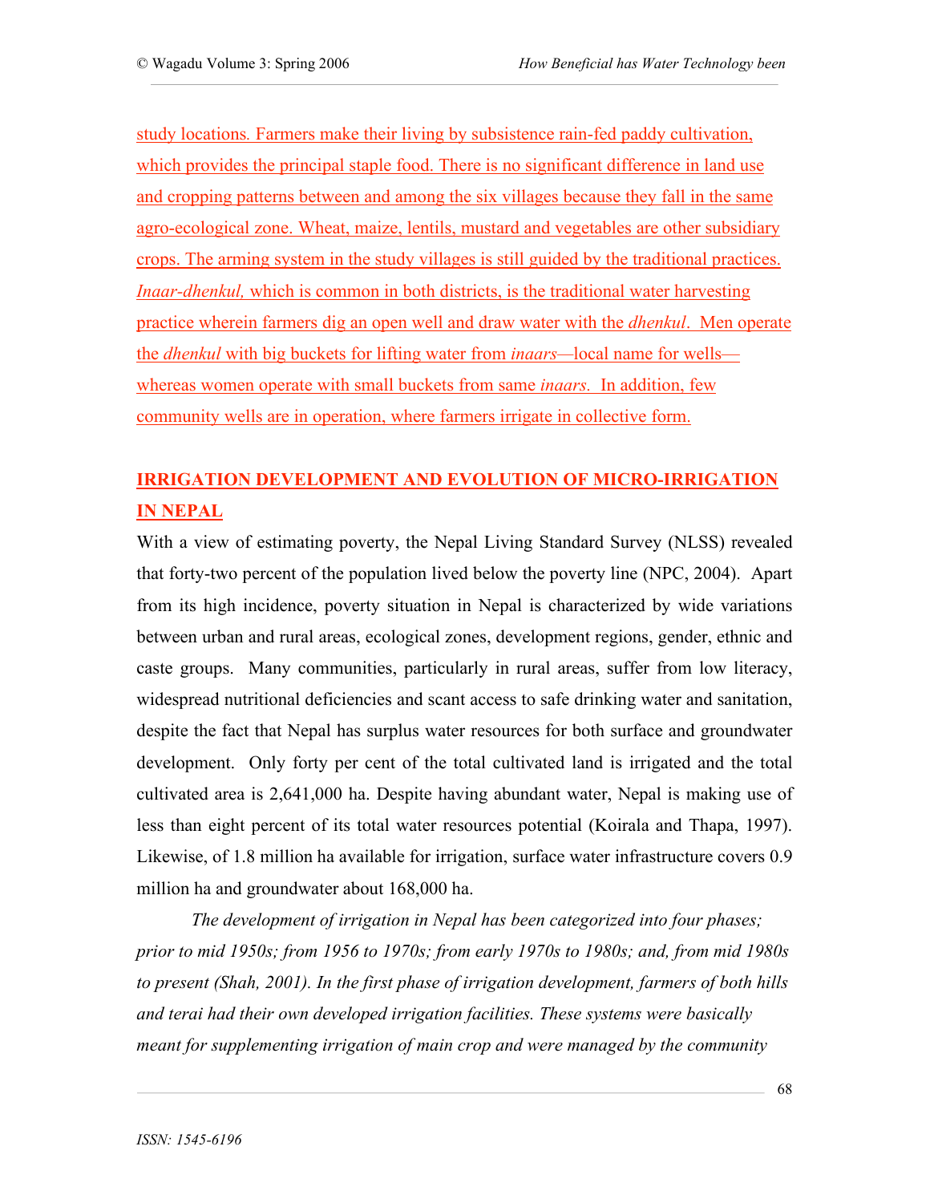study locations. Farmers make their living by subsistence rain-fed paddy cultivation, which provides the principal staple food. There is no significant difference in land use and cropping patterns between and among the six villages because they fall in the same agro-ecological zone. Wheat, maize, lentils, mustard and vegetables are other subsidiary crops. The arming system in the study villages is still guided by the traditional practices. *Inaar-dhenkul,* which is common in both districts, is the traditional water harvesting practice wherein farmers dig an open well and draw water with the *dhenkul*. Men operate the *dhenkul* with big buckets for lifting water from *inaars*—local name for wells—whereas women operate with small buckets from same *inaars.* In addition, few community wells are in operation, where farmers irrigate in collective form.

## IRRIGATION DEVELOPMENT AND EVOLUTION OF MICRO-IRRIGATION IN NEPAL

With a view of estimating poverty, the Nepal Living Standard Survey (NLSS) revealed that forty-two percent of the population lived below the poverty line (NPC, 2004). Apart from its high incidence, poverty situation in Nepal is characterized by wide variations between urban and rural areas, ecological zones, development regions, gender, ethnic and caste groups. Many communities, particularly in rural areas, suffer from low literacy, widespread nutritional deficiencies and scant access to safe drinking water and sanitation, despite the fact that Nepal has surplus water resources for both surface and groundwater development. Only forty per cent of the total cultivated land is irrigated and the total cultivated area is 2,641,000 ha. Despite having abundant water, Nepal is making use of less than eight percent of its total water resources potential (Koirala and Thapa, 1997). Likewise, of 1.8 million ha available for irrigation, surface water infrastructure covers 0.9 million ha and groundwater about 168,000 ha.

*The development of irrigation in Nepal has been categorized into four phases; prior to mid 1950s; from 1956 to 1970s; from early 1970s to 1980s; and, from mid 1980s to present (Shah, 2001). In the first phase of irrigation development, farmers of both hills and terai had their own developed irrigation facilities. These systems were basically meant for supplementing irrigation of main crop and were managed by the community*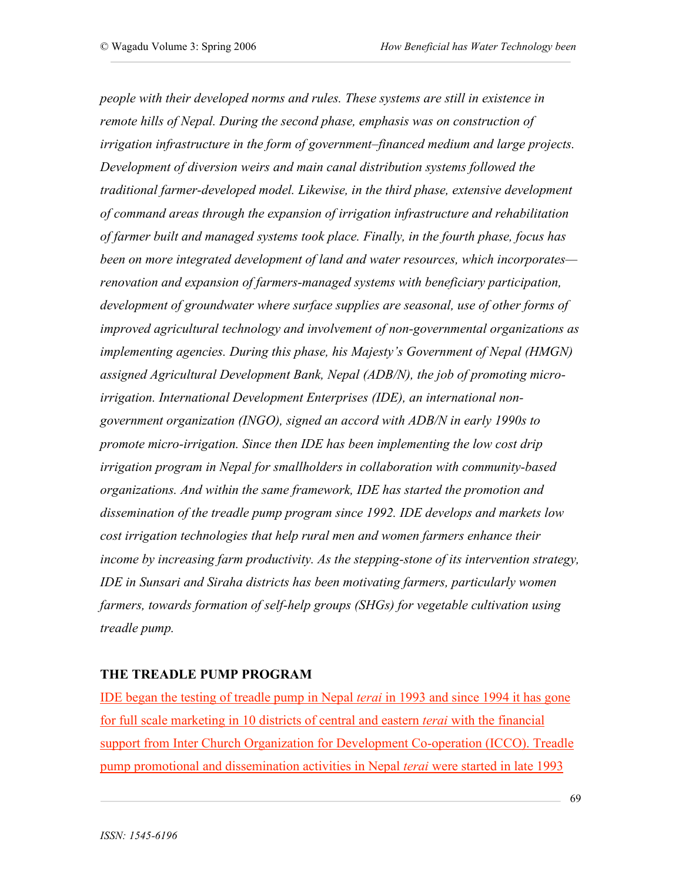*people with their developed norms and rules. These systems are still in existence in remote hills of Nepal. During the second phase, emphasis was on construction of irrigation infrastructure in the form of government–financed medium and large projects. Development of diversion weirs and main canal distribution systems followed the traditional farmer-developed model. Likewise, in the third phase, extensive development of command areas through the expansion of irrigation infrastructure and rehabilitation of farmer built and managed systems took place. Finally, in the fourth phase, focus has been on more integrated development of land and water resources, which incorporates—renovation and expansion of farmers-managed systems with beneficiary participation, development of groundwater where surface supplies are seasonal, use of other forms of improved agricultural technology and involvement of non-governmental organizations as implementing agencies. During this phase, his Majesty's Government of Nepal (HMGN) assigned Agricultural Development Bank, Nepal (ADB/N), the job of promoting micro-irrigation. International Development Enterprises (IDE), an international non-government organization (INGO), signed an accord with ADB/N in early 1990s to promote micro-irrigation. Since then IDE has been implementing the low cost drip irrigation program in Nepal for smallholders in collaboration with community-based organizations. And within the same framework, IDE has started the promotion and dissemination of the treadle pump program since 1992. IDE develops and markets low cost irrigation technologies that help rural men and women farmers enhance their income by increasing farm productivity. As the stepping-stone of its intervention strategy, IDE in Sunsari and Siraha districts has been motivating farmers, particularly women farmers, towards formation of self-help groups (SHGs) for vegetable cultivation using treadle pump.*

## THE TREADLE PUMP PROGRAM

IDE began the testing of treadle pump in Nepal *terai* in 1993 and since 1994 it has gone for full scale marketing in 10 districts of central and eastern *terai* with the financial support from Inter Church Organization for Development Co-operation (ICCO). Treadle pump promotional and dissemination activities in Nepal *terai* were started in late 1993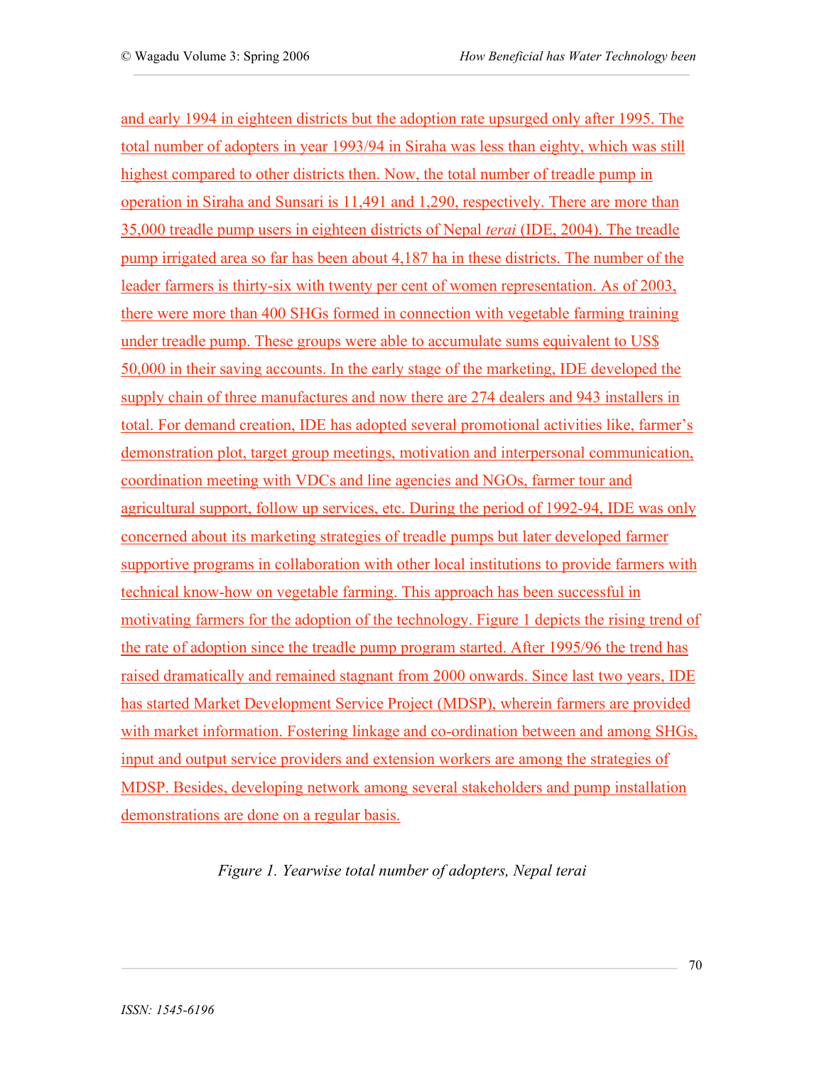and early 1994 in eighteen districts but the adoption rate upsurged only after 1995. The total number of adopters in year 1993/94 in Siraha was less than eighty, which was still highest compared to other districts then. Now, the total number of treadle pump in operation in Siraha and Sunsari is 11,491 and 1,290, respectively. There are more than 35,000 treadle pump users in eighteen districts of Nepal *terai* (IDE, 2004). The treadle pump irrigated area so far has been about 4,187 ha in these districts. The number of the leader farmers is thirty-six with twenty per cent of women representation. As of 2003, there were more than 400 SHGs formed in connection with vegetable farming training under treadle pump. These groups were able to accumulate sums equivalent to US$ 50,000 in their saving accounts. In the early stage of the marketing, IDE developed the supply chain of three manufactures and now there are 274 dealers and 943 installers in total. For demand creation, IDE has adopted several promotional activities like, farmer's demonstration plot, target group meetings, motivation and interpersonal communication, coordination meeting with VDCs and line agencies and NGOs, farmer tour and agricultural support, follow up services, etc. During the period of 1992-94, IDE was only concerned about its marketing strategies of treadle pumps but later developed farmer supportive programs in collaboration with other local institutions to provide farmers with technical know-how on vegetable farming. This approach has been successful in motivating farmers for the adoption of the technology. Figure 1 depicts the rising trend of the rate of adoption since the treadle pump program started. After 1995/96 the trend has raised dramatically and remained stagnant from 2000 onwards. Since last two years, IDE has started Market Development Service Project (MDSP), wherein farmers are provided with market information. Fostering linkage and co-ordination between and among SHGs, input and output service providers and extension workers are among the strategies of MDSP. Besides, developing network among several stakeholders and pump installation demonstrations are done on a regular basis.

*Figure 1. Yearwise total number of adopters, Nepal terai*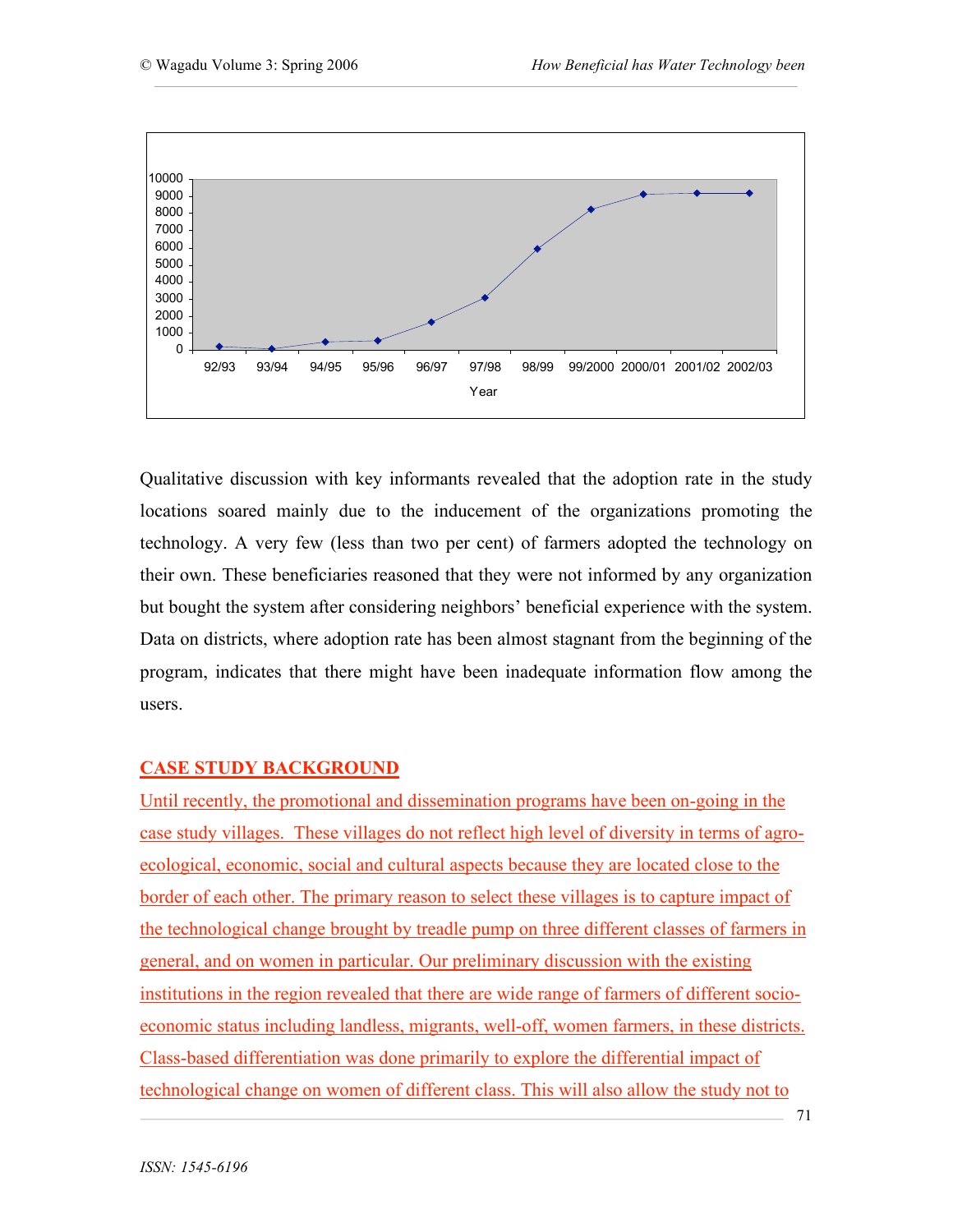Qualitative discussion with key informants revealed that the adoption rate in the study locations soared mainly due to the inducement of the organizations promoting the technology. A very few (less than two per cent) of farmers adopted the technology on their own. These beneficiaries reasoned that they were not informed by any organization but bought the system after considering neighbors' beneficial experience with the system. Data on districts, where adoption rate has been almost stagnant from the beginning of the program, indicates that there might have been inadequate information flow among the users.

## CASE STUDY BACKGROUND

Until recently, the promotional and dissemination programs have been on-going in the case study villages. These villages do not reflect high level of diversity in terms of agro-ecological, economic, social and cultural aspects because they are located close to the border of each other. The primary reason to select these villages is to capture impact of the technological change brought by treadle pump on three different classes of farmers in general, and on women in particular. Our preliminary discussion with the existing institutions in the region revealed that there are wide range of farmers of different socio-economic status including landless, migrants, well-off, women farmers, in these districts. Class-based differentiation was done primarily to explore the differential impact of technological change on women of different class. This will also allow the study not to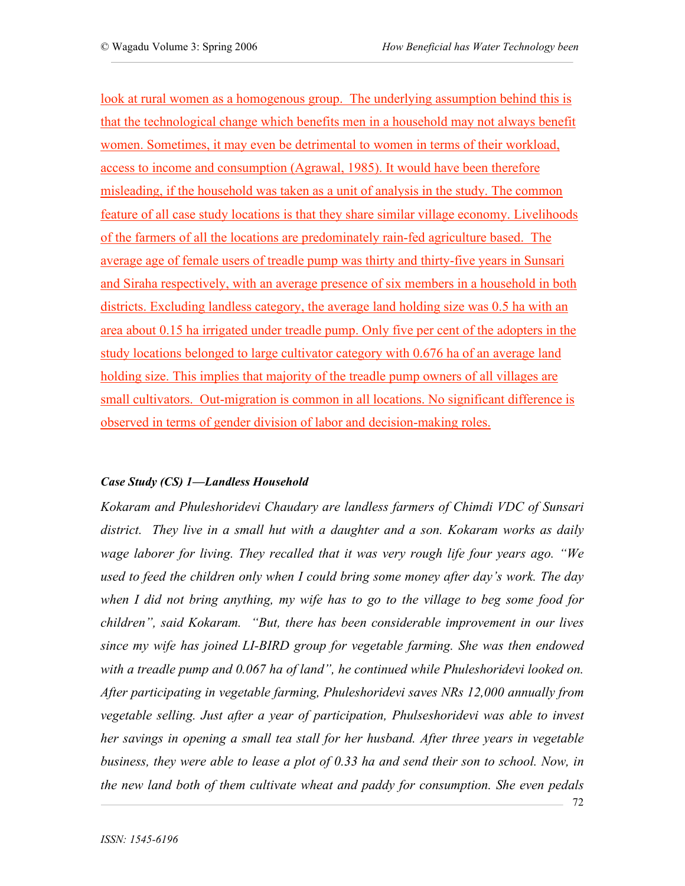look at rural women as a homogenous group. The underlying assumption behind this is that the technological change which benefits men in a household may not always benefit women. Sometimes, it may even be detrimental to women in terms of their workload, access to income and consumption (Agrawal, 1985). It would have been therefore misleading, if the household was taken as a unit of analysis in the study. The common feature of all case study locations is that they share similar village economy. Livelihoods of the farmers of all the locations are predominately rain-fed agriculture based. The average age of female users of treadle pump was thirty and thirty-five years in Sunsari and Siraha respectively, with an average presence of six members in a household in both districts. Excluding landless category, the average land holding size was 0.5 ha with an area about 0.15 ha irrigated under treadle pump. Only five per cent of the adopters in the study locations belonged to large cultivator category with 0.676 ha of an average land holding size. This implies that majority of the treadle pump owners of all villages are small cultivators. Out-migration is common in all locations. No significant difference is observed in terms of gender division of labor and decision-making roles.

***Case Study (CS) 1—Landless Household***

*Kokaram and Phuleshoridevi Chaudary are landless farmers of Chimdi VDC of Sunsari district. They live in a small hut with a daughter and a son. Kokaram works as daily wage laborer for living. They recalled that it was very rough life four years ago. "We used to feed the children only when I could bring some money after day's work. The day when I did not bring anything, my wife has to go to the village to beg some food for children", said Kokaram. "But, there has been considerable improvement in our lives since my wife has joined LI-BIRD group for vegetable farming. She was then endowed with a treadle pump and 0.067 ha of land", he continued while Phuleshoridevi looked on. After participating in vegetable farming, Phuleshoridevi saves NRs 12,000 annually from vegetable selling. Just after a year of participation, Phulseshoridevi was able to invest her savings in opening a small tea stall for her husband. After three years in vegetable business, they were able to lease a plot of 0.33 ha and send their son to school. Now, in the new land both of them cultivate wheat and paddy for consumption. She even pedals*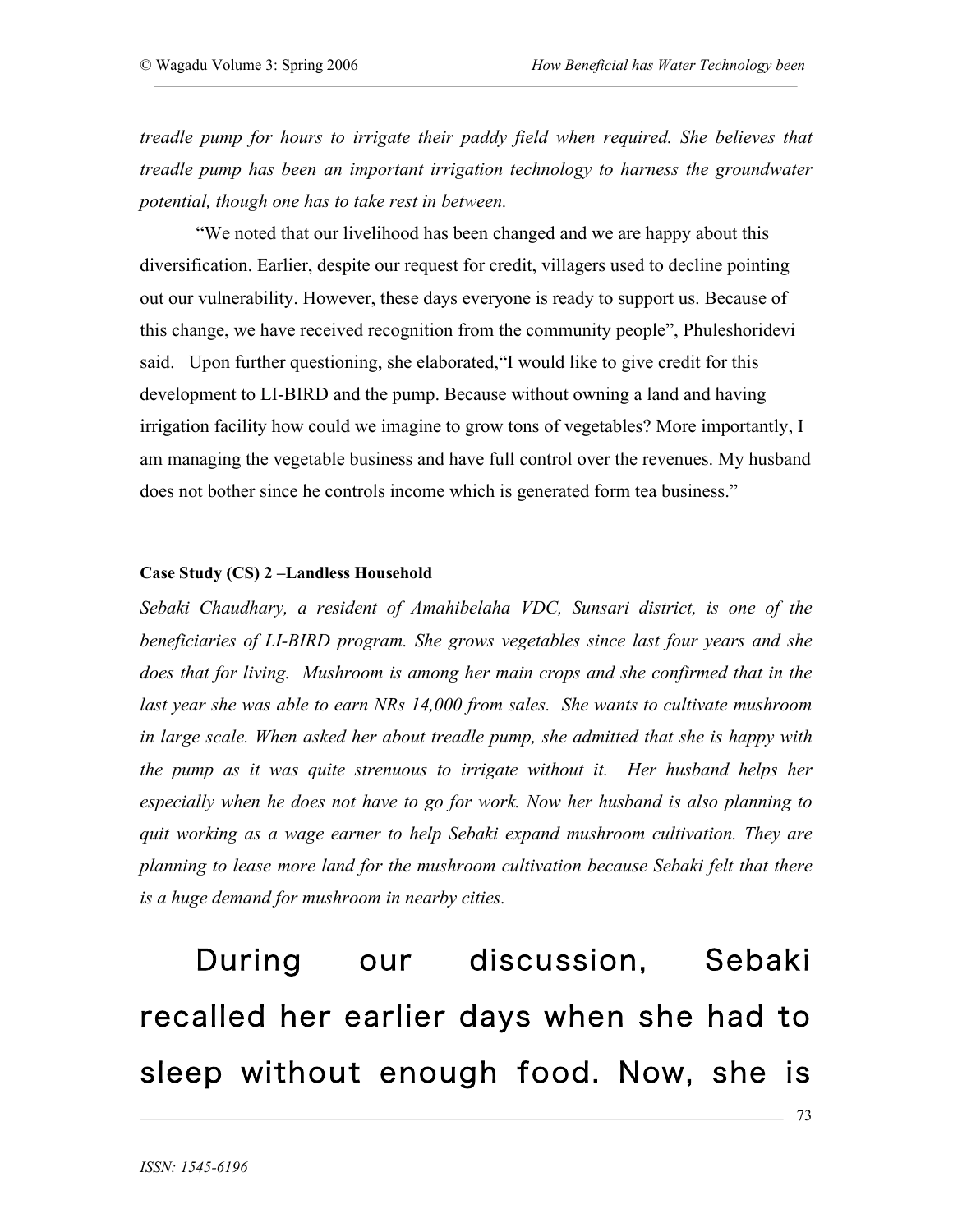*treadle pump for hours to irrigate their paddy field when required. She believes that treadle pump has been an important irrigation technology to harness the groundwater potential, though one has to take rest in between.*

"We noted that our livelihood has been changed and we are happy about this diversification. Earlier, despite our request for credit, villagers used to decline pointing out our vulnerability. However, these days everyone is ready to support us. Because of this change, we have received recognition from the community people", Phuleshoridevi said. Upon further questioning, she elaborated,"I would like to give credit for this development to LI-BIRD and the pump. Because without owning a land and having irrigation facility how could we imagine to grow tons of vegetables? More importantly, I am managing the vegetable business and have full control over the revenues. My husband does not bother since he controls income which is generated form tea business."

**Case Study (CS) 2 –Landless Household**

*Sebaki Chaudhary, a resident of Amahibelaha VDC, Sunsari district, is one of the beneficiaries of LI-BIRD program. She grows vegetables since last four years and she does that for living. Mushroom is among her main crops and she confirmed that in the last year she was able to earn NRs 14,000 from sales. She wants to cultivate mushroom in large scale. When asked her about treadle pump, she admitted that she is happy with the pump as it was quite strenuous to irrigate without it. Her husband helps her especially when he does not have to go for work. Now her husband is also planning to quit working as a wage earner to help Sebaki expand mushroom cultivation. They are planning to lease more land for the mushroom cultivation because Sebaki felt that there is a huge demand for mushroom in nearby cities.*

During our discussion, Sebaki recalled her earlier days when she had to sleep without enough food. Now, she is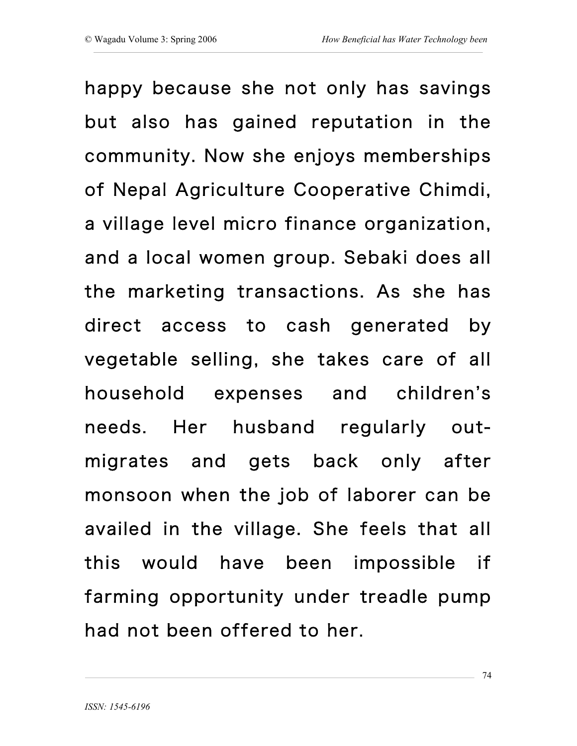happy because she not only has savings but also has gained reputation in the community. Now she enjoys memberships of Nepal Agriculture Cooperative Chimdi, a village level micro finance organization, and a local women group. Sebaki does all the marketing transactions. As she has direct access to cash generated by vegetable selling, she takes care of all household expenses and children's needs. Her husband regularly out-migrates and gets back only after monsoon when the job of laborer can be availed in the village. She feels that all this would have been impossible if farming opportunity under treadle pump had not been offered to her.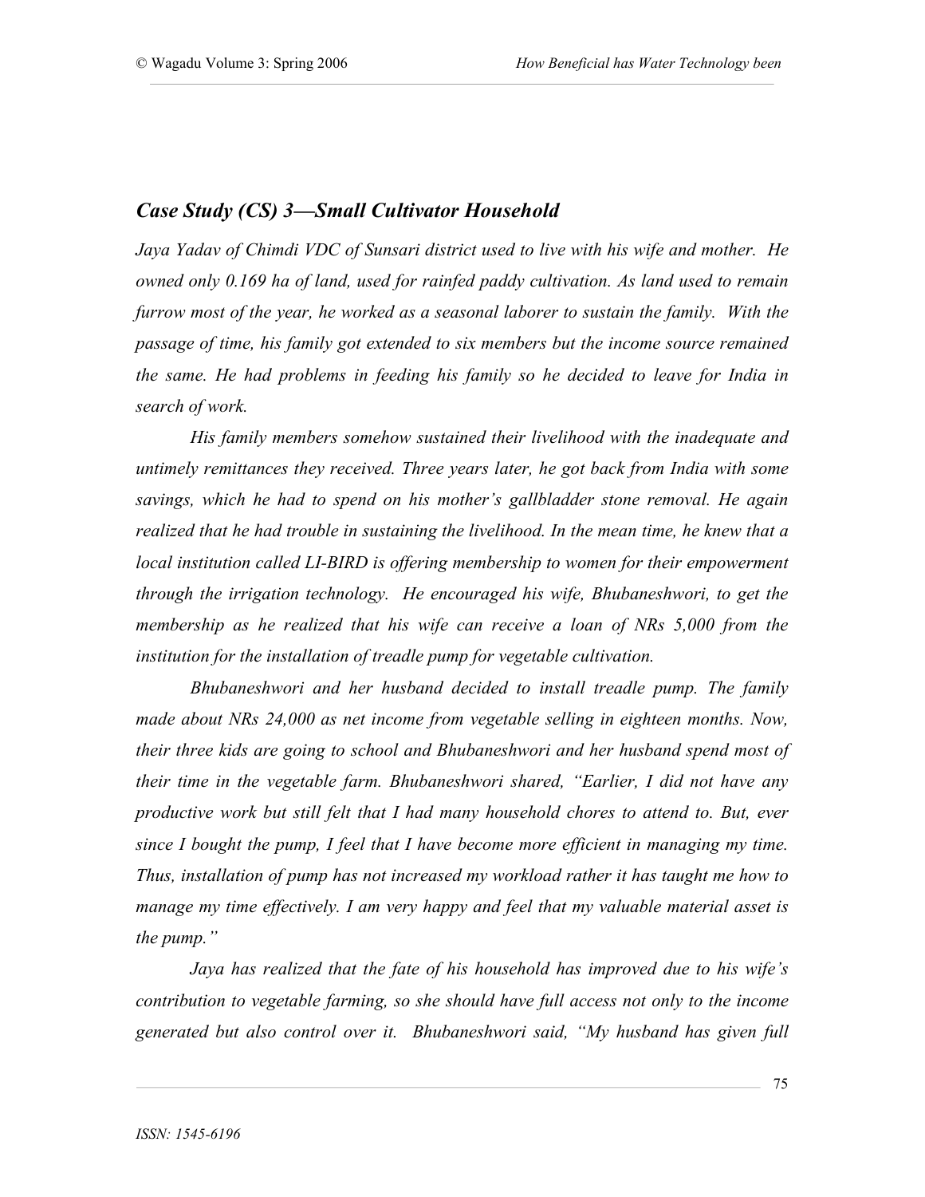## *Case Study (CS) 3—Small Cultivator Household*

*Jaya Yadav of Chimdi VDC of Sunsari district used to live with his wife and mother. He owned only 0.169 ha of land, used for rainfed paddy cultivation. As land used to remain furrow most of the year, he worked as a seasonal laborer to sustain the family. With the passage of time, his family got extended to six members but the income source remained the same. He had problems in feeding his family so he decided to leave for India in search of work.*

*His family members somehow sustained their livelihood with the inadequate and untimely remittances they received. Three years later, he got back from India with some savings, which he had to spend on his mother's gallbladder stone removal. He again realized that he had trouble in sustaining the livelihood. In the mean time, he knew that a local institution called LI-BIRD is offering membership to women for their empowerment through the irrigation technology. He encouraged his wife, Bhubaneshwori, to get the membership as he realized that his wife can receive a loan of NRs 5,000 from the institution for the installation of treadle pump for vegetable cultivation.*

*Bhubaneshwori and her husband decided to install treadle pump. The family made about NRs 24,000 as net income from vegetable selling in eighteen months. Now, their three kids are going to school and Bhubaneshwori and her husband spend most of their time in the vegetable farm. Bhubaneshwori shared, "Earlier, I did not have any productive work but still felt that I had many household chores to attend to. But, ever since I bought the pump, I feel that I have become more efficient in managing my time. Thus, installation of pump has not increased my workload rather it has taught me how to manage my time effectively. I am very happy and feel that my valuable material asset is the pump."*

*Jaya has realized that the fate of his household has improved due to his wife's contribution to vegetable farming, so she should have full access not only to the income generated but also control over it. Bhubaneshwori said, "My husband has given full*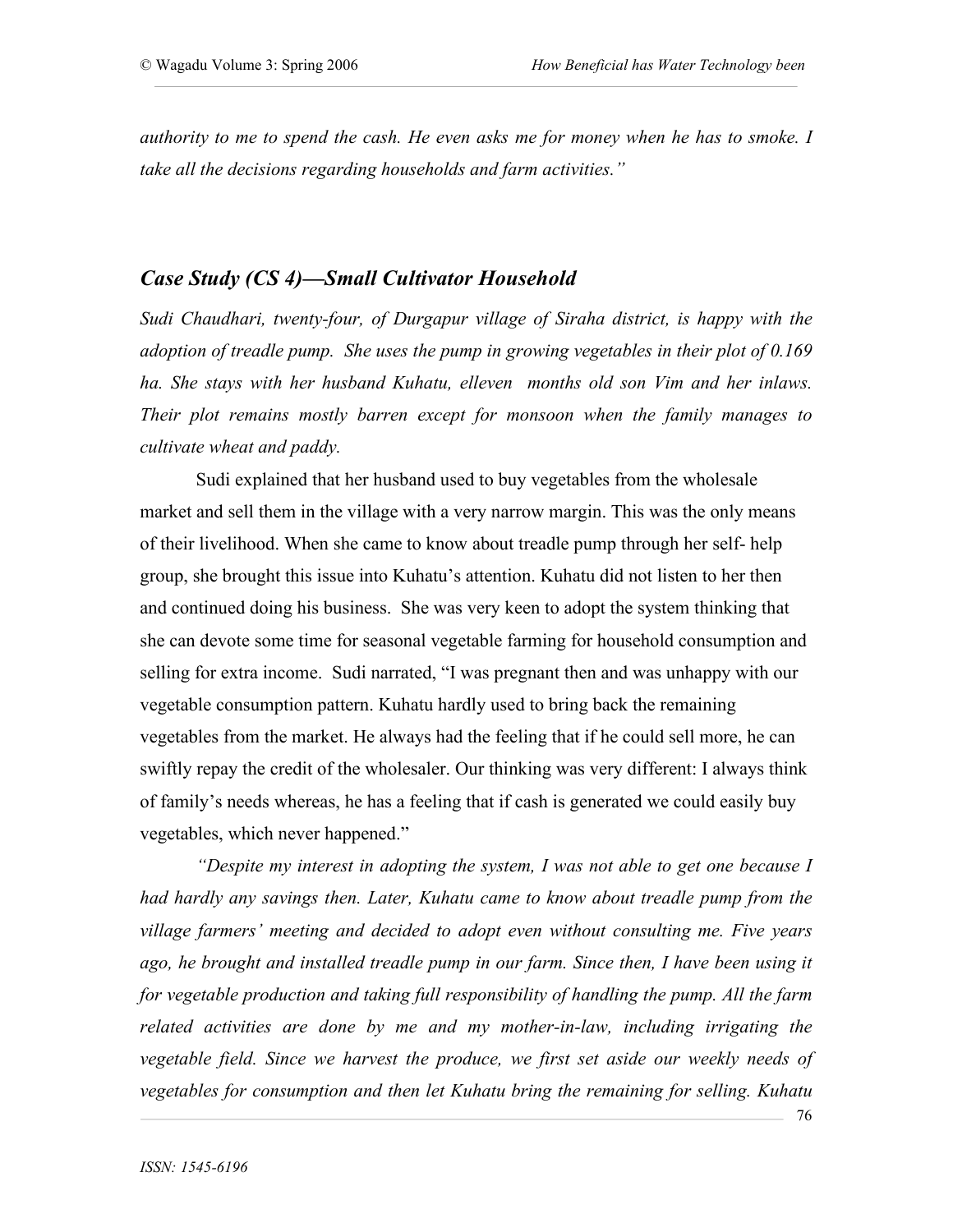*authority to me to spend the cash. He even asks me for money when he has to smoke. I take all the decisions regarding households and farm activities."*

## *Case Study (CS 4)—Small Cultivator Household*

*Sudi Chaudhari, twenty-four, of Durgapur village of Siraha district, is happy with the adoption of treadle pump. She uses the pump in growing vegetables in their plot of 0.169 ha. She stays with her husband Kuhatu, elleven months old son Vim and her inlaws. Their plot remains mostly barren except for monsoon when the family manages to cultivate wheat and paddy.*

Sudi explained that her husband used to buy vegetables from the wholesale market and sell them in the village with a very narrow margin. This was the only means of their livelihood. When she came to know about treadle pump through her self- help group, she brought this issue into Kuhatu's attention. Kuhatu did not listen to her then and continued doing his business. She was very keen to adopt the system thinking that she can devote some time for seasonal vegetable farming for household consumption and selling for extra income. Sudi narrated, "I was pregnant then and was unhappy with our vegetable consumption pattern. Kuhatu hardly used to bring back the remaining vegetables from the market. He always had the feeling that if he could sell more, he can swiftly repay the credit of the wholesaler. Our thinking was very different: I always think of family's needs whereas, he has a feeling that if cash is generated we could easily buy vegetables, which never happened."

*"Despite my interest in adopting the system, I was not able to get one because I had hardly any savings then. Later, Kuhatu came to know about treadle pump from the village farmers' meeting and decided to adopt even without consulting me. Five years ago, he brought and installed treadle pump in our farm. Since then, I have been using it for vegetable production and taking full responsibility of handling the pump. All the farm related activities are done by me and my mother-in-law, including irrigating the vegetable field. Since we harvest the produce, we first set aside our weekly needs of vegetables for consumption and then let Kuhatu bring the remaining for selling. Kuhatu*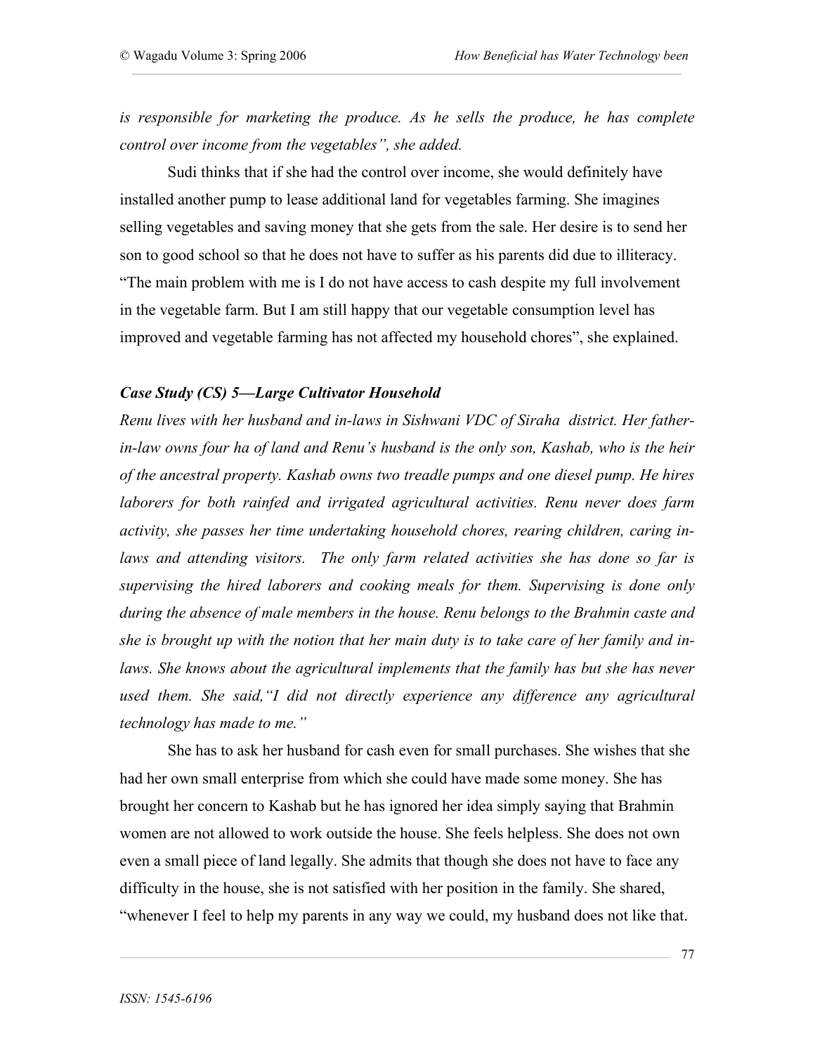*is responsible for marketing the produce. As he sells the produce, he has complete control over income from the vegetables", she added.*

Sudi thinks that if she had the control over income, she would definitely have installed another pump to lease additional land for vegetables farming. She imagines selling vegetables and saving money that she gets from the sale. Her desire is to send her son to good school so that he does not have to suffer as his parents did due to illiteracy. "The main problem with me is I do not have access to cash despite my full involvement in the vegetable farm. But I am still happy that our vegetable consumption level has improved and vegetable farming has not affected my household chores", she explained.

***Case Study (CS) 5—Large Cultivator Household***

*Renu lives with her husband and in-laws in Sishwani VDC of Siraha district. Her father-in-law owns four ha of land and Renu's husband is the only son, Kashab, who is the heir of the ancestral property. Kashab owns two treadle pumps and one diesel pump. He hires laborers for both rainfed and irrigated agricultural activities. Renu never does farm activity, she passes her time undertaking household chores, rearing children, caring in-laws and attending visitors. The only farm related activities she has done so far is supervising the hired laborers and cooking meals for them. Supervising is done only during the absence of male members in the house. Renu belongs to the Brahmin caste and she is brought up with the notion that her main duty is to take care of her family and in-laws. She knows about the agricultural implements that the family has but she has never used them. She said,"I did not directly experience any difference any agricultural technology has made to me."*

She has to ask her husband for cash even for small purchases. She wishes that she had her own small enterprise from which she could have made some money. She has brought her concern to Kashab but he has ignored her idea simply saying that Brahmin women are not allowed to work outside the house. She feels helpless. She does not own even a small piece of land legally. She admits that though she does not have to face any difficulty in the house, she is not satisfied with her position in the family. She shared, "whenever I feel to help my parents in any way we could, my husband does not like that.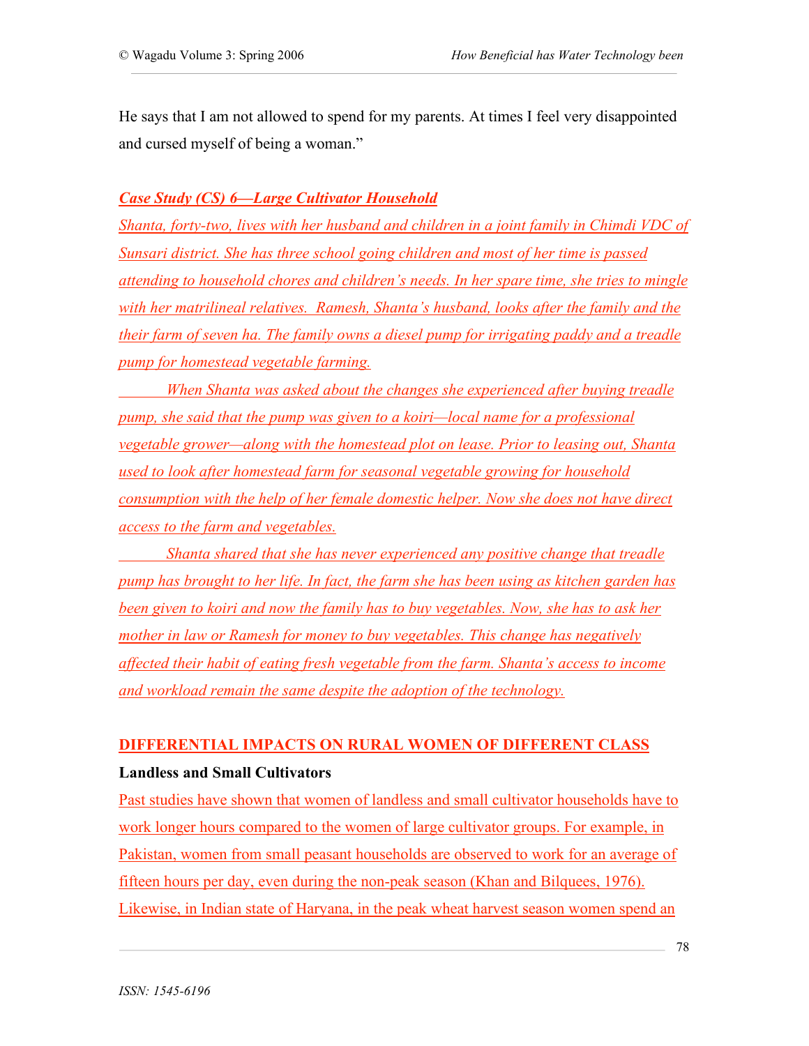He says that I am not allowed to spend for my parents. At times I feel very disappointed and cursed myself of being a woman."

***Case Study (CS) 6—Large Cultivator Household***

*Shanta, forty-two, lives with her husband and children in a joint family in Chimdi VDC of Sunsari district. She has three school going children and most of her time is passed attending to household chores and children's needs. In her spare time, she tries to mingle with her matrilineal relatives. Ramesh, Shanta's husband, looks after the family and the their farm of seven ha. The family owns a diesel pump for irrigating paddy and a treadle pump for homestead vegetable farming.*

*When Shanta was asked about the changes she experienced after buying treadle pump, she said that the pump was given to a koiri—local name for a professional vegetable grower—along with the homestead plot on lease. Prior to leasing out, Shanta used to look after homestead farm for seasonal vegetable growing for household consumption with the help of her female domestic helper. Now she does not have direct access to the farm and vegetables.*

*Shanta shared that she has never experienced any positive change that treadle pump has brought to her life. In fact, the farm she has been using as kitchen garden has been given to koiri and now the family has to buy vegetables. Now, she has to ask her mother in law or Ramesh for money to buy vegetables. This change has negatively affected their habit of eating fresh vegetable from the farm. Shanta's access to income and workload remain the same despite the adoption of the technology.*

## DIFFERENTIAL IMPACTS ON RURAL WOMEN OF DIFFERENT CLASS

### Landless and Small Cultivators

Past studies have shown that women of landless and small cultivator households have to work longer hours compared to the women of large cultivator groups. For example, in Pakistan, women from small peasant households are observed to work for an average of fifteen hours per day, even during the non-peak season (Khan and Bilquees, 1976). Likewise, in Indian state of Haryana, in the peak wheat harvest season women spend an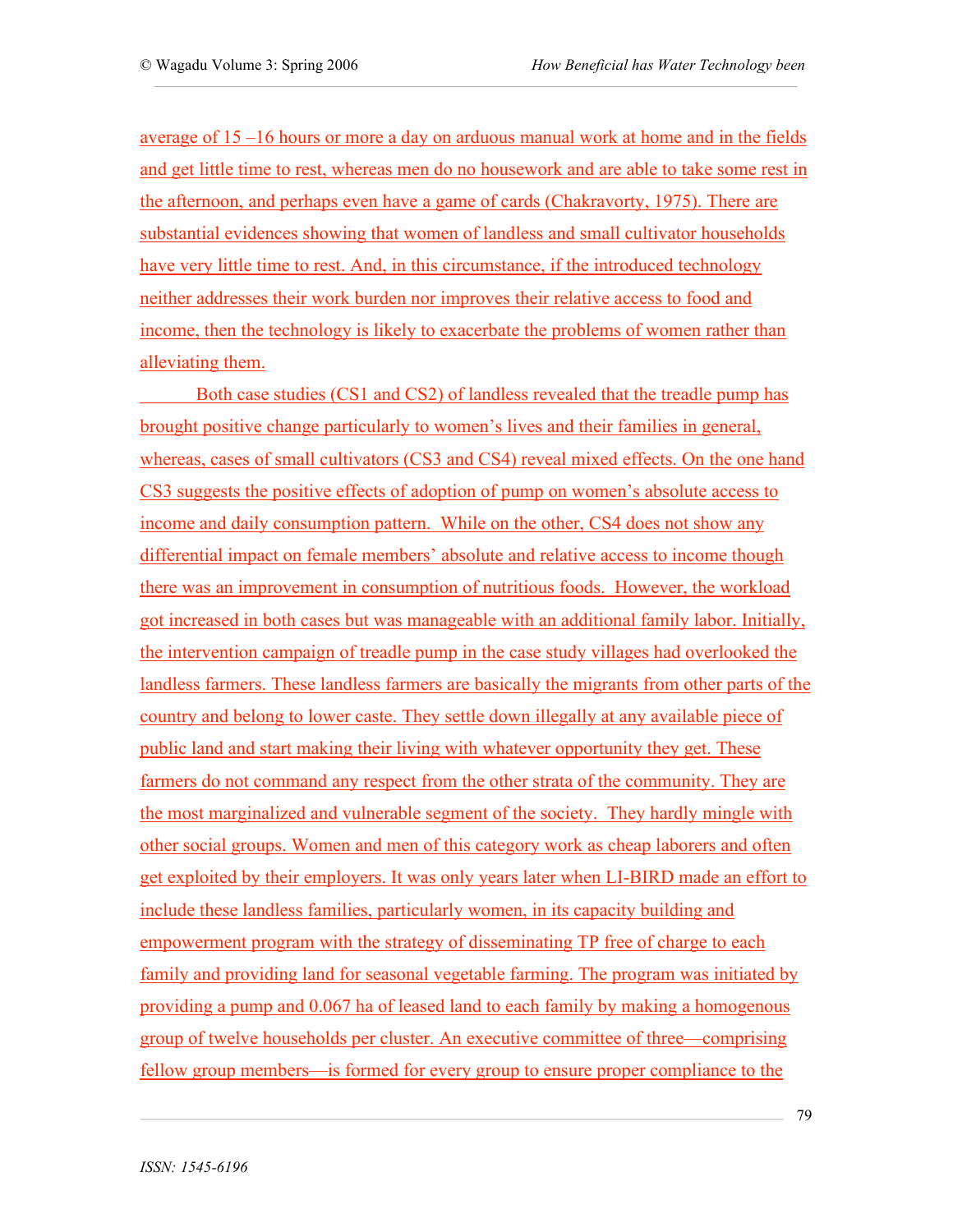average of 15 –16 hours or more a day on arduous manual work at home and in the fields and get little time to rest, whereas men do no housework and are able to take some rest in the afternoon, and perhaps even have a game of cards (Chakravorty, 1975). There are substantial evidences showing that women of landless and small cultivator households have very little time to rest. And, in this circumstance, if the introduced technology neither addresses their work burden nor improves their relative access to food and income, then the technology is likely to exacerbate the problems of women rather than alleviating them.

Both case studies (CS1 and CS2) of landless revealed that the treadle pump has brought positive change particularly to women's lives and their families in general, whereas, cases of small cultivators (CS3 and CS4) reveal mixed effects. On the one hand CS3 suggests the positive effects of adoption of pump on women's absolute access to income and daily consumption pattern. While on the other, CS4 does not show any differential impact on female members' absolute and relative access to income though there was an improvement in consumption of nutritious foods. However, the workload got increased in both cases but was manageable with an additional family labor. Initially, the intervention campaign of treadle pump in the case study villages had overlooked the landless farmers. These landless farmers are basically the migrants from other parts of the country and belong to lower caste. They settle down illegally at any available piece of public land and start making their living with whatever opportunity they get. These farmers do not command any respect from the other strata of the community. They are the most marginalized and vulnerable segment of the society. They hardly mingle with other social groups. Women and men of this category work as cheap laborers and often get exploited by their employers. It was only years later when LI-BIRD made an effort to include these landless families, particularly women, in its capacity building and empowerment program with the strategy of disseminating TP free of charge to each family and providing land for seasonal vegetable farming. The program was initiated by providing a pump and 0.067 ha of leased land to each family by making a homogenous group of twelve households per cluster. An executive committee of three—comprising fellow group members—is formed for every group to ensure proper compliance to the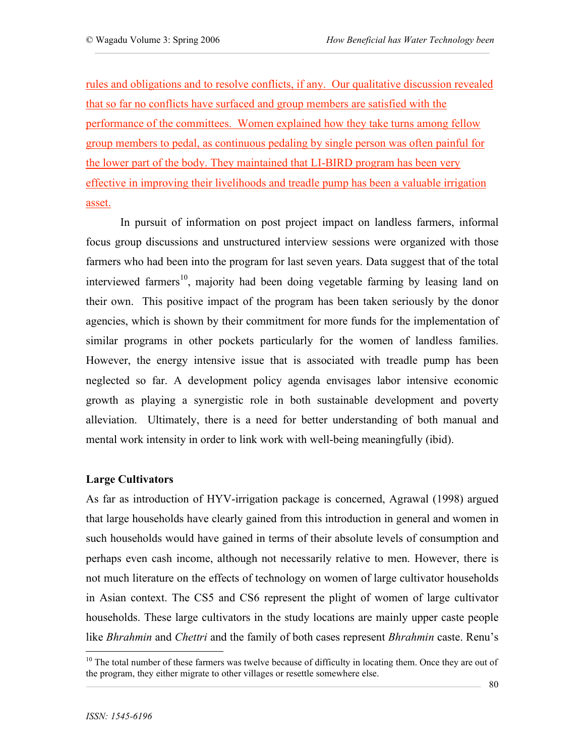rules and obligations and to resolve conflicts, if any. Our qualitative discussion revealed that so far no conflicts have surfaced and group members are satisfied with the performance of the committees. Women explained how they take turns among fellow group members to pedal, as continuous pedaling by single person was often painful for the lower part of the body. They maintained that LI-BIRD program has been very effective in improving their livelihoods and treadle pump has been a valuable irrigation asset.

In pursuit of information on post project impact on landless farmers, informal focus group discussions and unstructured interview sessions were organized with those farmers who had been into the program for last seven years. Data suggest that of the total interviewed farmers[10], majority had been doing vegetable farming by leasing land on their own. This positive impact of the program has been taken seriously by the donor agencies, which is shown by their commitment for more funds for the implementation of similar programs in other pockets particularly for the women of landless families. However, the energy intensive issue that is associated with treadle pump has been neglected so far. A development policy agenda envisages labor intensive economic growth as playing a synergistic role in both sustainable development and poverty alleviation. Ultimately, there is a need for better understanding of both manual and mental work intensity in order to link work with well-being meaningfully (ibid).

**Large Cultivators**

As far as introduction of HYV-irrigation package is concerned, Agrawal (1998) argued that large households have clearly gained from this introduction in general and women in such households would have gained in terms of their absolute levels of consumption and perhaps even cash income, although not necessarily relative to men. However, there is not much literature on the effects of technology on women of large cultivator households in Asian context. The CS5 and CS6 represent the plight of women of large cultivator households. These large cultivators in the study locations are mainly upper caste people like *Bhrahmin* and *Chettri* and the family of both cases represent *Bhrahmin* caste. Renu's

[10] The total number of these farmers was twelve because of difficulty in locating them. Once they are out of the program, they either migrate to other villages or resettle somewhere else.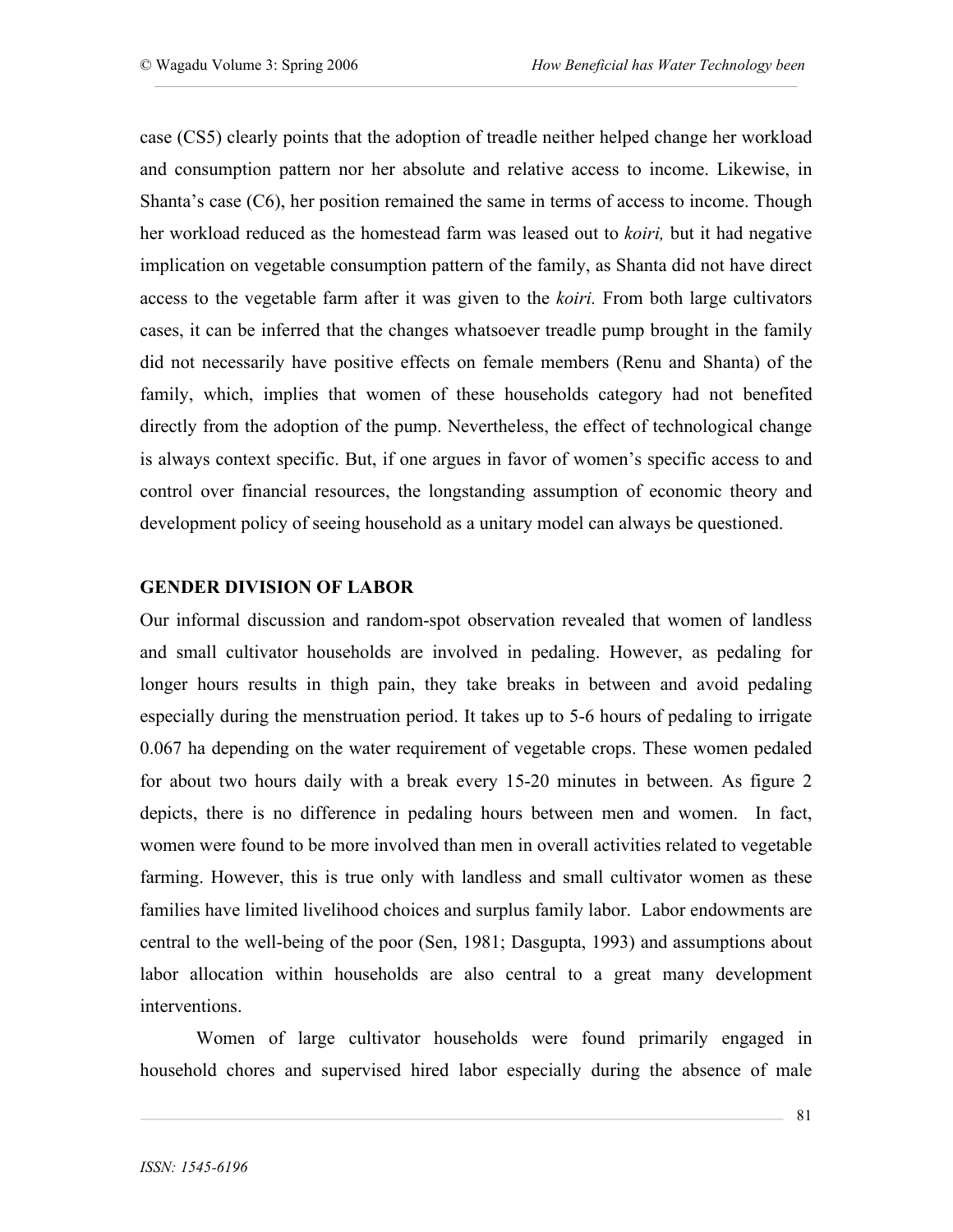case (CS5) clearly points that the adoption of treadle neither helped change her workload and consumption pattern nor her absolute and relative access to income. Likewise, in Shanta's case (C6), her position remained the same in terms of access to income. Though her workload reduced as the homestead farm was leased out to *koiri,* but it had negative implication on vegetable consumption pattern of the family, as Shanta did not have direct access to the vegetable farm after it was given to the *koiri.* From both large cultivators cases, it can be inferred that the changes whatsoever treadle pump brought in the family did not necessarily have positive effects on female members (Renu and Shanta) of the family, which, implies that women of these households category had not benefited directly from the adoption of the pump. Nevertheless, the effect of technological change is always context specific. But, if one argues in favor of women's specific access to and control over financial resources, the longstanding assumption of economic theory and development policy of seeing household as a unitary model can always be questioned.

## GENDER DIVISION OF LABOR

Our informal discussion and random-spot observation revealed that women of landless and small cultivator households are involved in pedaling. However, as pedaling for longer hours results in thigh pain, they take breaks in between and avoid pedaling especially during the menstruation period. It takes up to 5-6 hours of pedaling to irrigate 0.067 ha depending on the water requirement of vegetable crops. These women pedaled for about two hours daily with a break every 15-20 minutes in between. As figure 2 depicts, there is no difference in pedaling hours between men and women. In fact, women were found to be more involved than men in overall activities related to vegetable farming. However, this is true only with landless and small cultivator women as these families have limited livelihood choices and surplus family labor. Labor endowments are central to the well-being of the poor (Sen, 1981; Dasgupta, 1993) and assumptions about labor allocation within households are also central to a great many development interventions.

Women of large cultivator households were found primarily engaged in household chores and supervised hired labor especially during the absence of male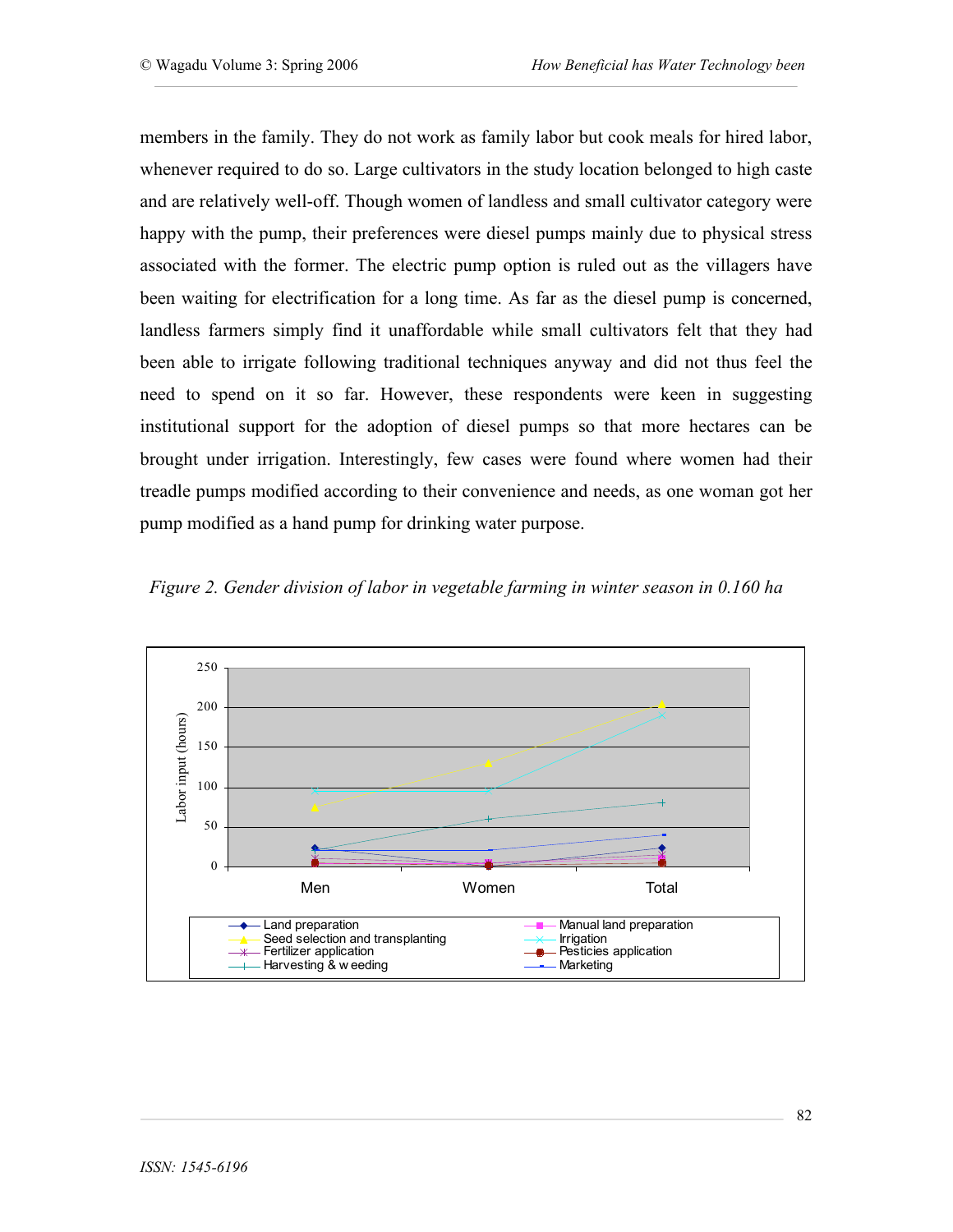members in the family. They do not work as family labor but cook meals for hired labor, whenever required to do so. Large cultivators in the study location belonged to high caste and are relatively well-off. Though women of landless and small cultivator category were happy with the pump, their preferences were diesel pumps mainly due to physical stress associated with the former. The electric pump option is ruled out as the villagers have been waiting for electrification for a long time. As far as the diesel pump is concerned, landless farmers simply find it unaffordable while small cultivators felt that they had been able to irrigate following traditional techniques anyway and did not thus feel the need to spend on it so far. However, these respondents were keen in suggesting institutional support for the adoption of diesel pumps so that more hectares can be brought under irrigation. Interestingly, few cases were found where women had their treadle pumps modified according to their convenience and needs, as one woman got her pump modified as a hand pump for drinking water purpose.

*Figure 2. Gender division of labor in vegetable farming in winter season in 0.160 ha*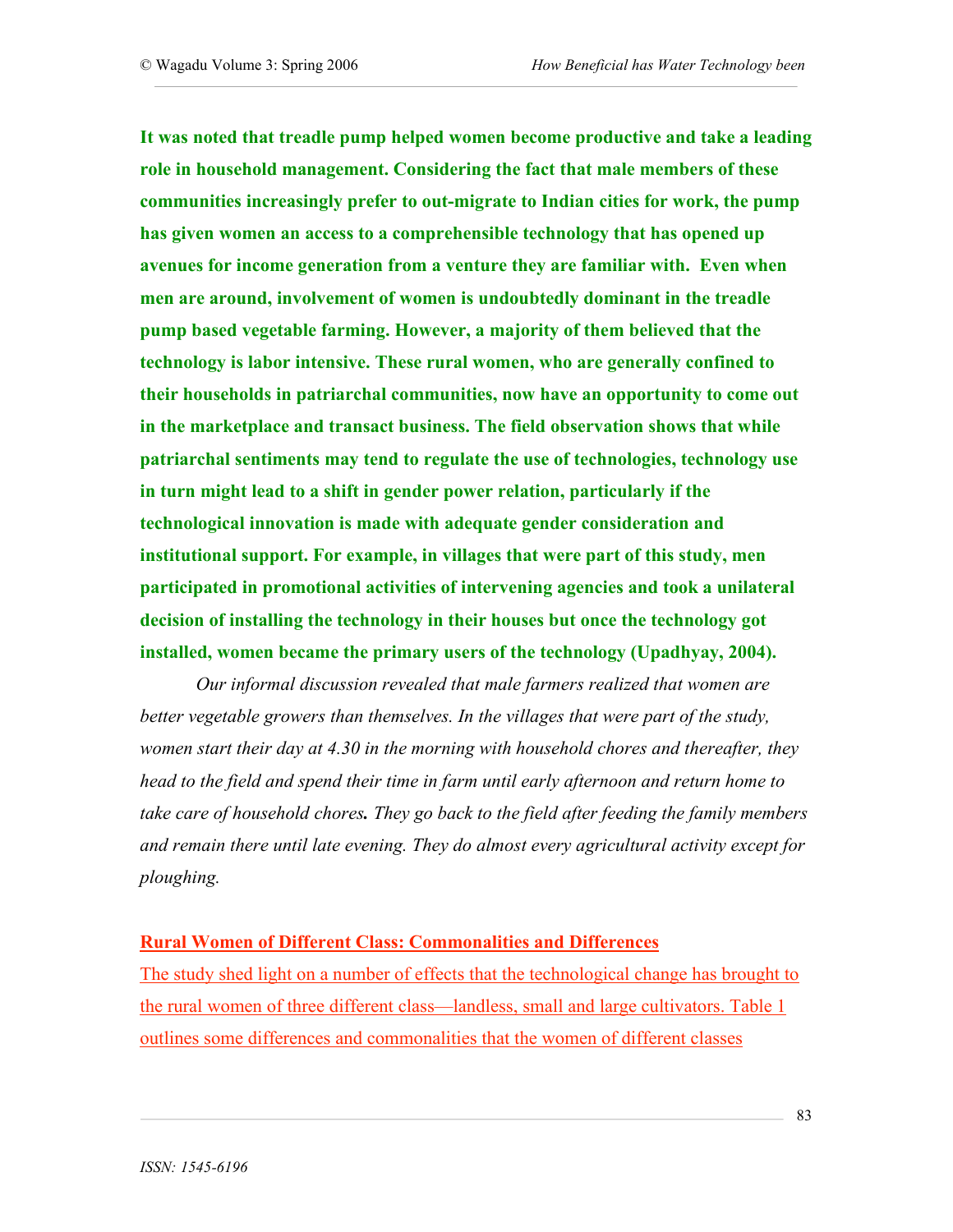**It was noted that treadle pump helped women become productive and take a leading role in household management. Considering the fact that male members of these communities increasingly prefer to out-migrate to Indian cities for work, the pump has given women an access to a comprehensible technology that has opened up avenues for income generation from a venture they are familiar with. Even when men are around, involvement of women is undoubtedly dominant in the treadle pump based vegetable farming. However, a majority of them believed that the technology is labor intensive. These rural women, who are generally confined to their households in patriarchal communities, now have an opportunity to come out in the marketplace and transact business. The field observation shows that while patriarchal sentiments may tend to regulate the use of technologies, technology use in turn might lead to a shift in gender power relation, particularly if the technological innovation is made with adequate gender consideration and institutional support. For example, in villages that were part of this study, men participated in promotional activities of intervening agencies and took a unilateral decision of installing the technology in their houses but once the technology got installed, women became the primary users of the technology (Upadhyay, 2004).**

*Our informal discussion revealed that male farmers realized that women are better vegetable growers than themselves. In the villages that were part of the study, women start their day at 4.30 in the morning with household chores and thereafter, they head to the field and spend their time in farm until early afternoon and return home to take care of household chores.* ***They go back to the field after feeding the family members and remain there until late evening. They do almost every agricultural activity except for ploughing.***

## Rural Women of Different Class: Commonalities and Differences

The study shed light on a number of effects that the technological change has brought to the rural women of three different class—landless, small and large cultivators. Table 1 outlines some differences and commonalities that the women of different classes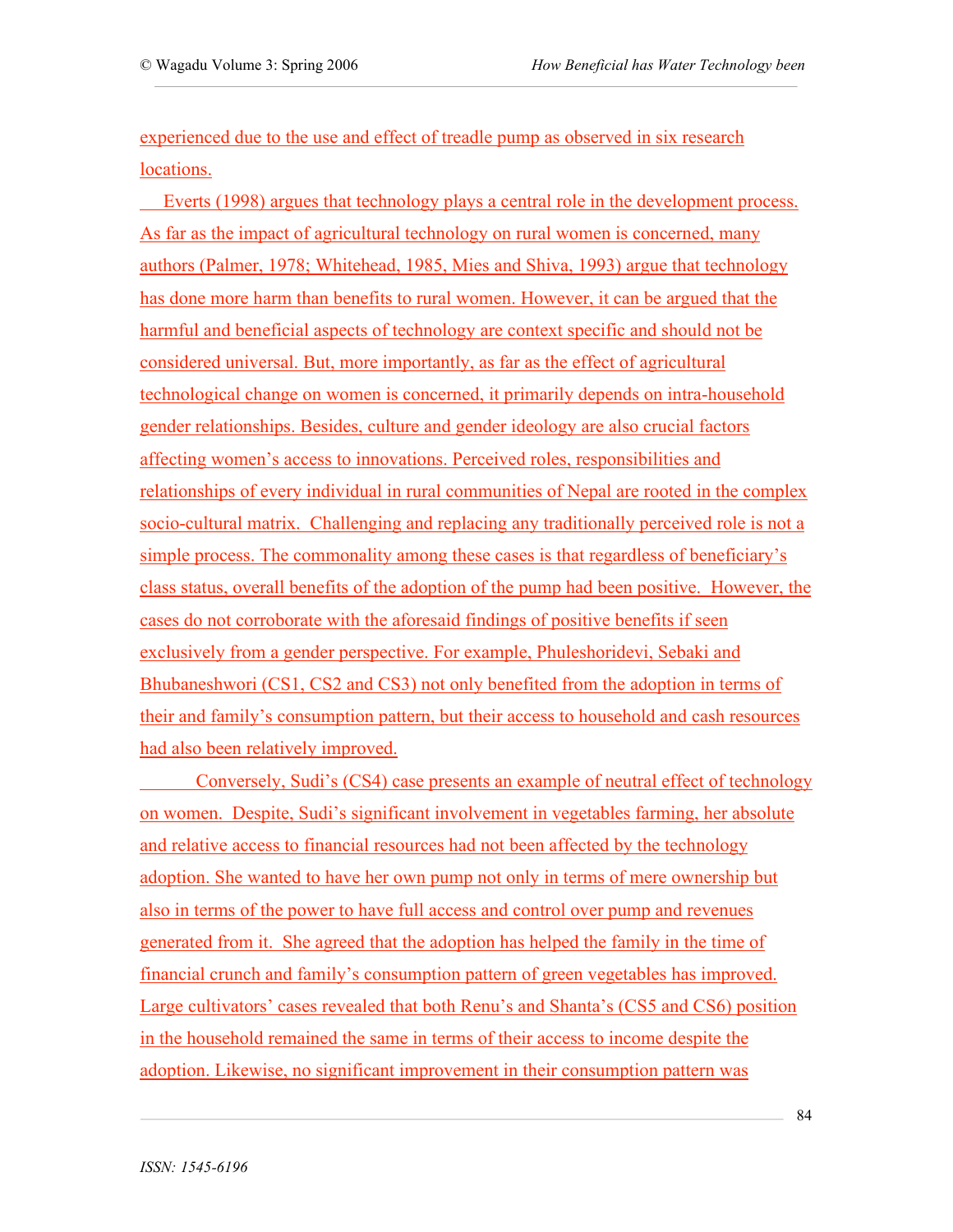experienced due to the use and effect of treadle pump as observed in six research locations.

Everts (1998) argues that technology plays a central role in the development process. As far as the impact of agricultural technology on rural women is concerned, many authors (Palmer, 1978; Whitehead, 1985, Mies and Shiva, 1993) argue that technology has done more harm than benefits to rural women. However, it can be argued that the harmful and beneficial aspects of technology are context specific and should not be considered universal. But, more importantly, as far as the effect of agricultural technological change on women is concerned, it primarily depends on intra-household gender relationships. Besides, culture and gender ideology are also crucial factors affecting women's access to innovations. Perceived roles, responsibilities and relationships of every individual in rural communities of Nepal are rooted in the complex socio-cultural matrix. Challenging and replacing any traditionally perceived role is not a simple process. The commonality among these cases is that regardless of beneficiary's class status, overall benefits of the adoption of the pump had been positive. However, the cases do not corroborate with the aforesaid findings of positive benefits if seen exclusively from a gender perspective. For example, Phuleshoridevi, Sebaki and Bhubaneshwori (CS1, CS2 and CS3) not only benefited from the adoption in terms of their and family's consumption pattern, but their access to household and cash resources had also been relatively improved.

Conversely, Sudi's (CS4) case presents an example of neutral effect of technology on women. Despite, Sudi's significant involvement in vegetables farming, her absolute and relative access to financial resources had not been affected by the technology adoption. She wanted to have her own pump not only in terms of mere ownership but also in terms of the power to have full access and control over pump and revenues generated from it. She agreed that the adoption has helped the family in the time of financial crunch and family's consumption pattern of green vegetables has improved. Large cultivators' cases revealed that both Renu's and Shanta's (CS5 and CS6) position in the household remained the same in terms of their access to income despite the adoption. Likewise, no significant improvement in their consumption pattern was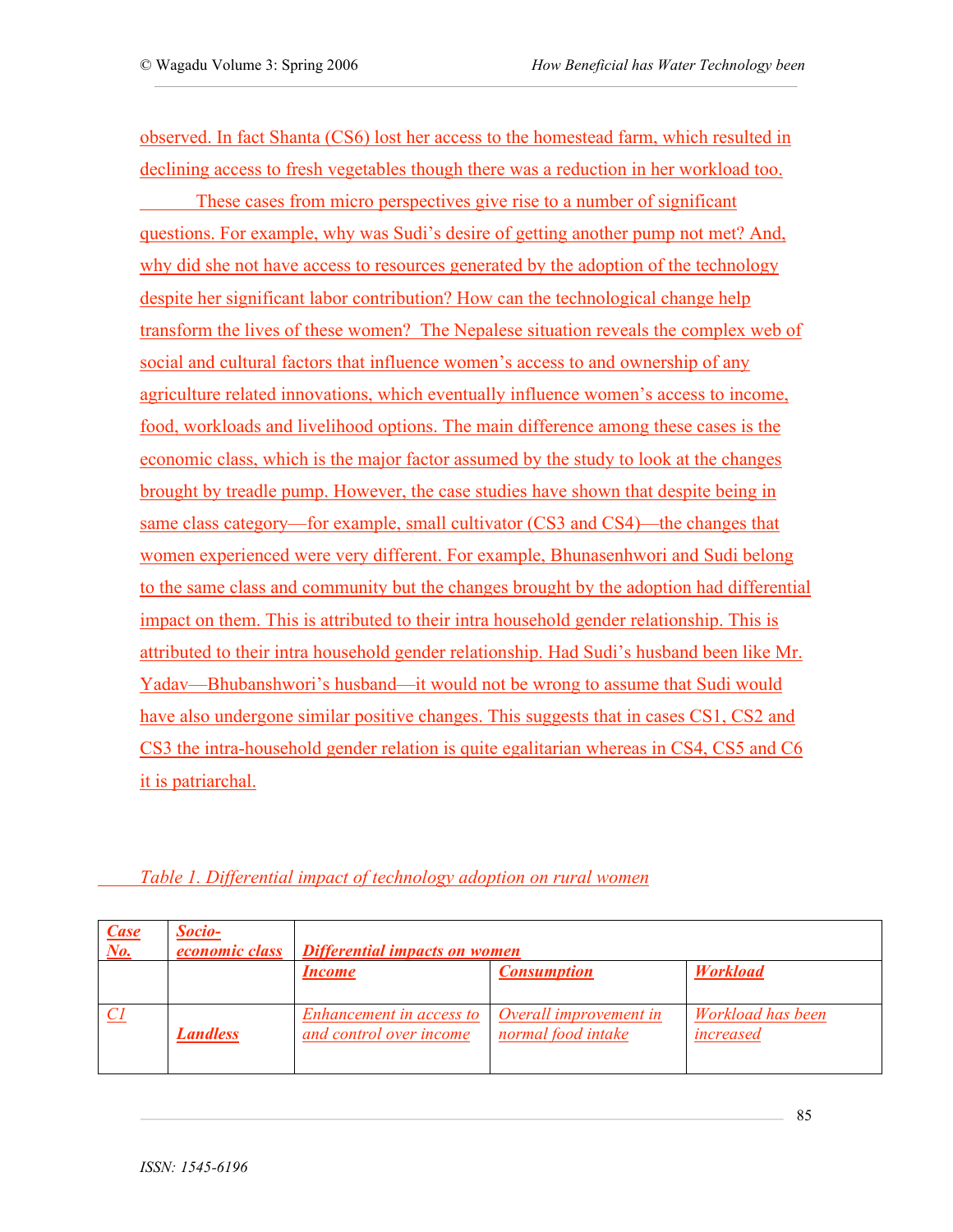observed. In fact Shanta (CS6) lost her access to the homestead farm, which resulted in declining access to fresh vegetables though there was a reduction in her workload too.

These cases from micro perspectives give rise to a number of significant questions. For example, why was Sudi's desire of getting another pump not met? And, why did she not have access to resources generated by the adoption of the technology despite her significant labor contribution? How can the technological change help transform the lives of these women? The Nepalese situation reveals the complex web of social and cultural factors that influence women's access to and ownership of any agriculture related innovations, which eventually influence women's access to income, food, workloads and livelihood options. The main difference among these cases is the economic class, which is the major factor assumed by the study to look at the changes brought by treadle pump. However, the case studies have shown that despite being in same class category—for example, small cultivator (CS3 and CS4)—the changes that women experienced were very different. For example, Bhunasenhwori and Sudi belong to the same class and community but the changes brought by the adoption had differential impact on them. This is attributed to their intra household gender relationship. This is attributed to their intra household gender relationship. Had Sudi's husband been like Mr. Yadav—Bhubanshwori's husband—it would not be wrong to assume that Sudi would have also undergone similar positive changes. This suggests that in cases CS1, CS2 and CS3 the intra-household gender relation is quite egalitarian whereas in CS4, CS5 and C6 it is patriarchal.

*Table 1. Differential impact of technology adoption on rural women*

| ***Case No.*** | ***Socio-economic class*** | ***Differential impacts on women*** | | |
|---|---|---|---|---|
| | | ***Income*** | ***Consumption*** | ***Workload*** |
| *C1* | ***Landless*** | *Enhancement in access to and control over income* | *Overall improvement in normal food intake* | *Workload has been increased* |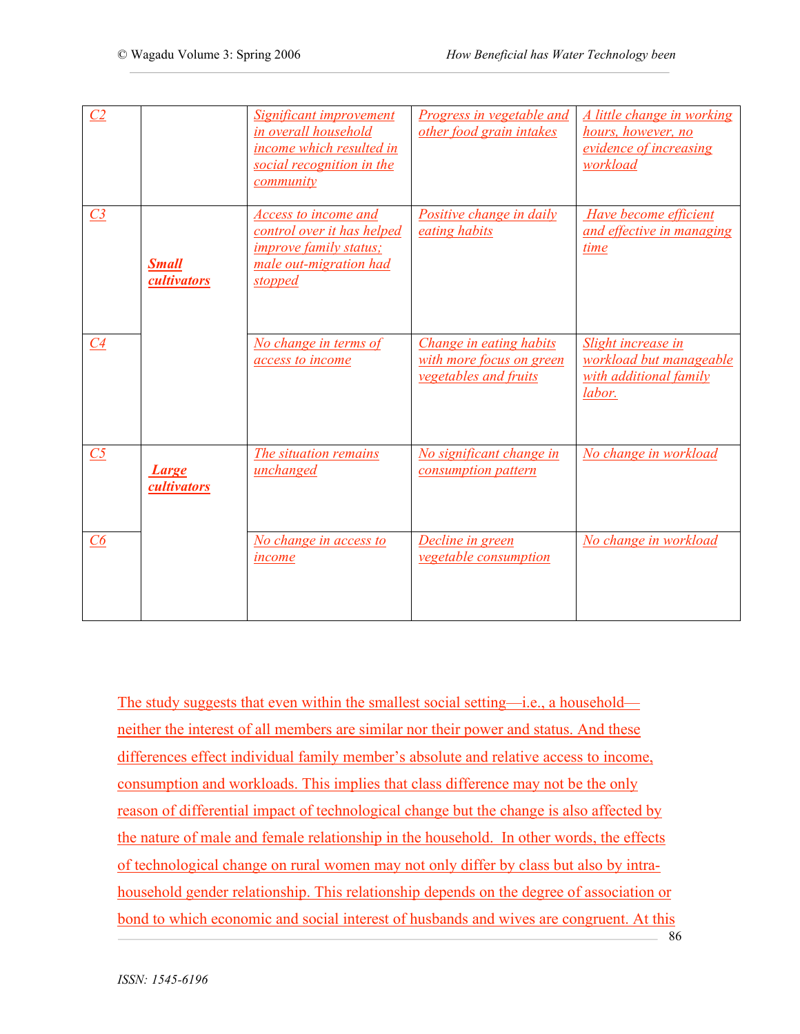| C2 | | Significant improvement in overall household income which resulted in social recognition in the community | Progress in vegetable and other food grain intakes | A little change in working hours, however, no evidence of increasing workload |
|---|---|---|---|---|
| C3 | **Small cultivators** | Access to income and control over it has helped improve family status; male out-migration had stopped | Positive change in daily eating habits | Have become efficient and effective in managing time |
| C4 | | No change in terms of access to income | Change in eating habits with more focus on green vegetables and fruits | Slight increase in workload but manageable with additional family labor. |
| C5 | **Large cultivators** | The situation remains unchanged | No significant change in consumption pattern | No change in workload |
| C6 | | No change in access to income | Decline in green vegetable consumption | No change in workload |

The study suggests that even within the smallest social setting—i.e., a household—neither the interest of all members are similar nor their power and status. And these differences effect individual family member's absolute and relative access to income, consumption and workloads. This implies that class difference may not be the only reason of differential impact of technological change but the change is also affected by the nature of male and female relationship in the household. In other words, the effects of technological change on rural women may not only differ by class but also by intra-household gender relationship. This relationship depends on the degree of association or bond to which economic and social interest of husbands and wives are congruent. At this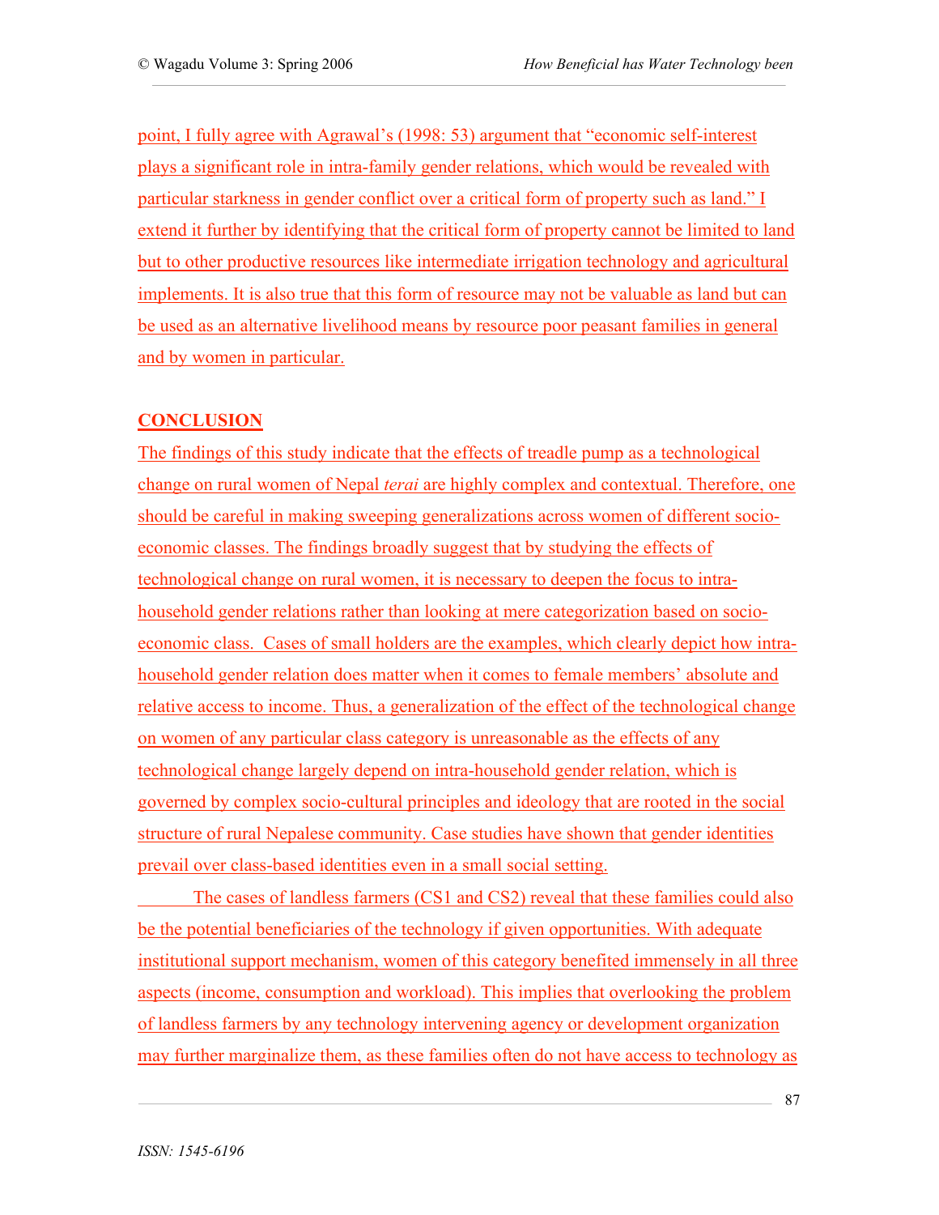point, I fully agree with Agrawal's (1998: 53) argument that "economic self-interest plays a significant role in intra-family gender relations, which would be revealed with particular starkness in gender conflict over a critical form of property such as land." I extend it further by identifying that the critical form of property cannot be limited to land but to other productive resources like intermediate irrigation technology and agricultural implements. It is also true that this form of resource may not be valuable as land but can be used as an alternative livelihood means by resource poor peasant families in general and by women in particular.

## CONCLUSION

The findings of this study indicate that the effects of treadle pump as a technological change on rural women of Nepal *terai* are highly complex and contextual. Therefore, one should be careful in making sweeping generalizations across women of different socio-economic classes. The findings broadly suggest that by studying the effects of technological change on rural women, it is necessary to deepen the focus to intra-household gender relations rather than looking at mere categorization based on socio-economic class. Cases of small holders are the examples, which clearly depict how intra-household gender relation does matter when it comes to female members' absolute and relative access to income. Thus, a generalization of the effect of the technological change on women of any particular class category is unreasonable as the effects of any technological change largely depend on intra-household gender relation, which is governed by complex socio-cultural principles and ideology that are rooted in the social structure of rural Nepalese community. Case studies have shown that gender identities prevail over class-based identities even in a small social setting.

The cases of landless farmers (CS1 and CS2) reveal that these families could also be the potential beneficiaries of the technology if given opportunities. With adequate institutional support mechanism, women of this category benefited immensely in all three aspects (income, consumption and workload). This implies that overlooking the problem of landless farmers by any technology intervening agency or development organization may further marginalize them, as these families often do not have access to technology as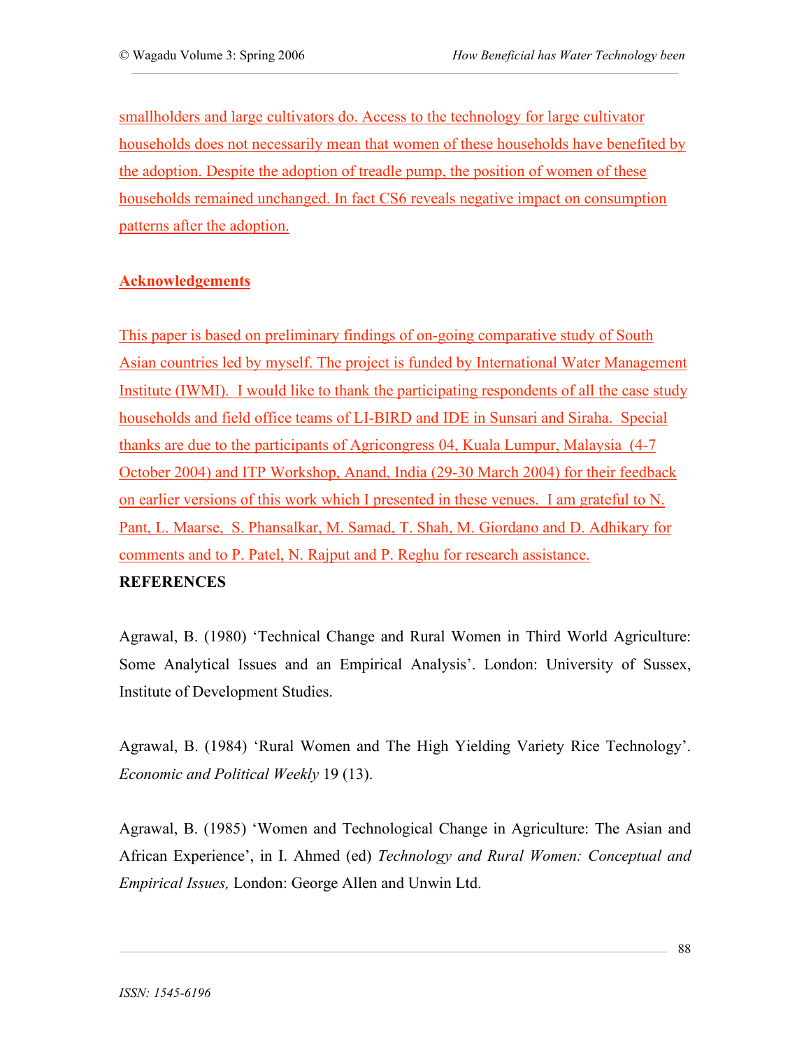smallholders and large cultivators do. Access to the technology for large cultivator households does not necessarily mean that women of these households have benefited by the adoption. Despite the adoption of treadle pump, the position of women of these households remained unchanged. In fact CS6 reveals negative impact on consumption patterns after the adoption.

## Acknowledgements

This paper is based on preliminary findings of on-going comparative study of South Asian countries led by myself. The project is funded by International Water Management Institute (IWMI). I would like to thank the participating respondents of all the case study households and field office teams of LI-BIRD and IDE in Sunsari and Siraha. Special thanks are due to the participants of Agricongress 04, Kuala Lumpur, Malaysia (4-7 October 2004) and ITP Workshop, Anand, India (29-30 March 2004) for their feedback on earlier versions of this work which I presented in these venues. I am grateful to N. Pant, L. Maarse, S. Phansalkar, M. Samad, T. Shah, M. Giordano and D. Adhikary for comments and to P. Patel, N. Rajput and P. Reghu for research assistance.

## REFERENCES

Agrawal, B. (1980) 'Technical Change and Rural Women in Third World Agriculture: Some Analytical Issues and an Empirical Analysis'. London: University of Sussex, Institute of Development Studies.

Agrawal, B. (1984) 'Rural Women and The High Yielding Variety Rice Technology'. *Economic and Political Weekly* 19 (13).

Agrawal, B. (1985) 'Women and Technological Change in Agriculture: The Asian and African Experience', in I. Ahmed (ed) *Technology and Rural Women: Conceptual and Empirical Issues,* London: George Allen and Unwin Ltd.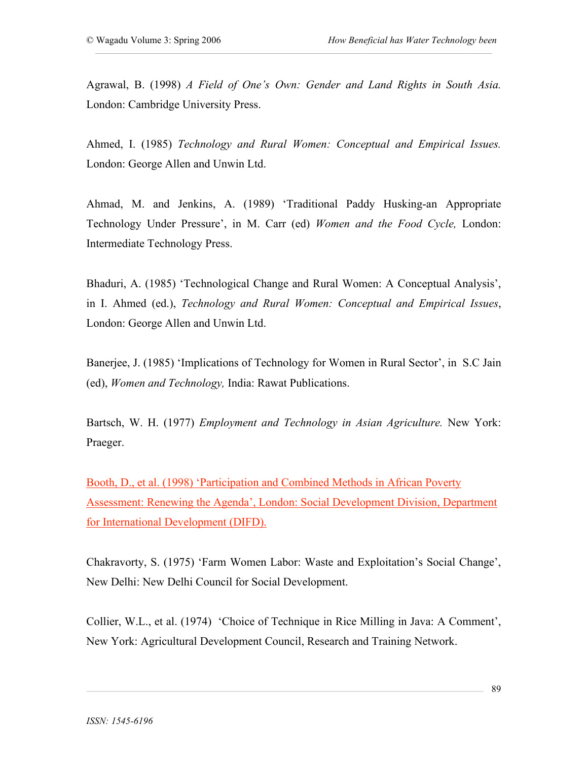Agrawal, B. (1998) *A Field of One's Own: Gender and Land Rights in South Asia.* London: Cambridge University Press.

Ahmed, I. (1985) *Technology and Rural Women: Conceptual and Empirical Issues.* London: George Allen and Unwin Ltd.

Ahmad, M. and Jenkins, A. (1989) 'Traditional Paddy Husking-an Appropriate Technology Under Pressure', in M. Carr (ed) *Women and the Food Cycle,* London: Intermediate Technology Press.

Bhaduri, A. (1985) 'Technological Change and Rural Women: A Conceptual Analysis', in I. Ahmed (ed.), *Technology and Rural Women: Conceptual and Empirical Issues*, London: George Allen and Unwin Ltd.

Banerjee, J. (1985) 'Implications of Technology for Women in Rural Sector', in S.C Jain (ed), *Women and Technology,* India: Rawat Publications.

Bartsch, W. H. (1977) *Employment and Technology in Asian Agriculture.* New York: Praeger.

Booth, D., et al. (1998) 'Participation and Combined Methods in African Poverty Assessment: Renewing the Agenda', London: Social Development Division, Department for International Development (DIFD).

Chakravorty, S. (1975) 'Farm Women Labor: Waste and Exploitation's Social Change', New Delhi: New Delhi Council for Social Development.

Collier, W.L., et al. (1974) 'Choice of Technique in Rice Milling in Java: A Comment', New York: Agricultural Development Council, Research and Training Network.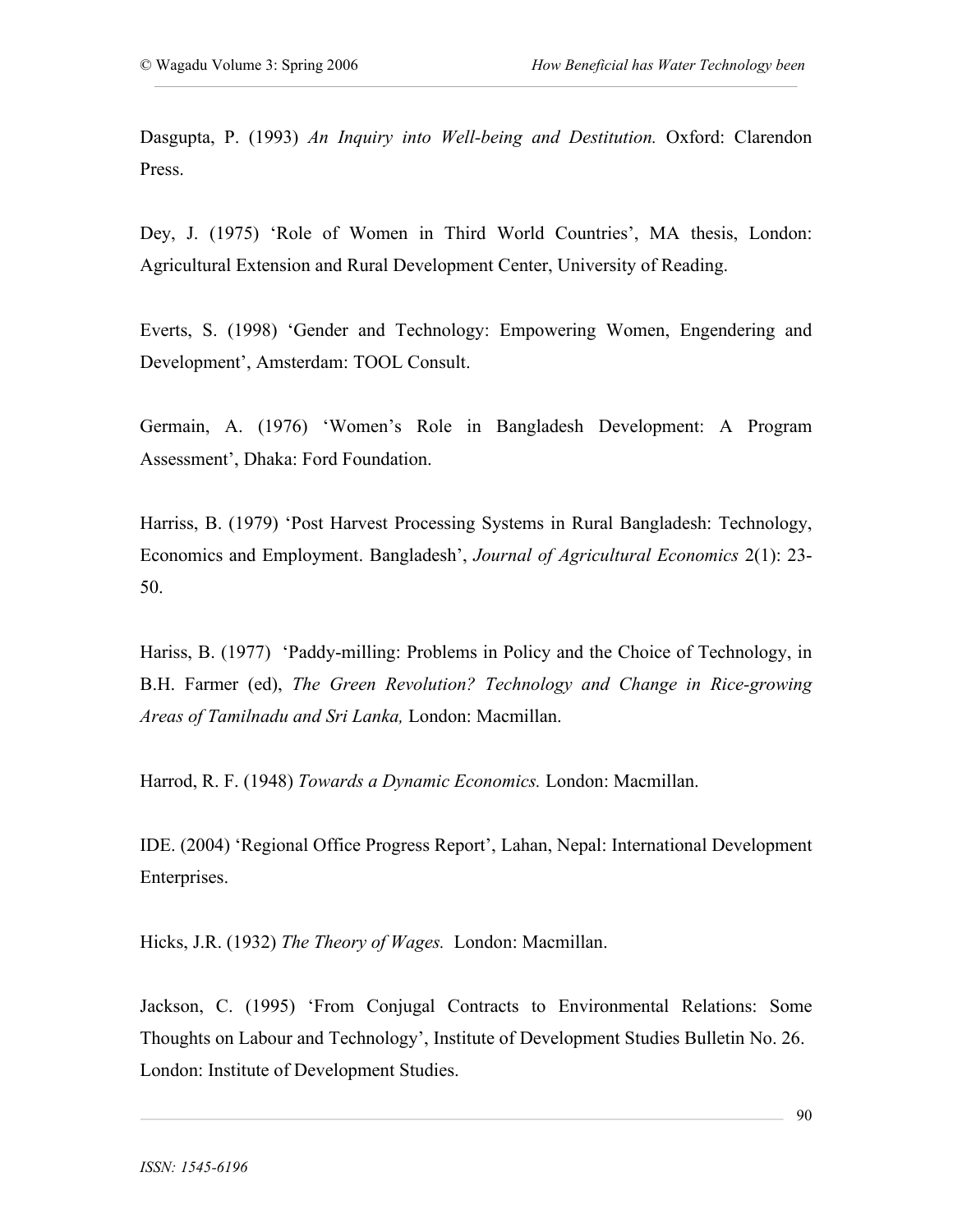Dasgupta, P. (1993) *An Inquiry into Well-being and Destitution.* Oxford: Clarendon Press.

Dey, J. (1975) 'Role of Women in Third World Countries', MA thesis, London: Agricultural Extension and Rural Development Center, University of Reading.

Everts, S. (1998) 'Gender and Technology: Empowering Women, Engendering and Development', Amsterdam: TOOL Consult.

Germain, A. (1976) 'Women's Role in Bangladesh Development: A Program Assessment', Dhaka: Ford Foundation.

Harriss, B. (1979) 'Post Harvest Processing Systems in Rural Bangladesh: Technology, Economics and Employment. Bangladesh', *Journal of Agricultural Economics* 2(1): 23-50.

Hariss, B. (1977) 'Paddy-milling: Problems in Policy and the Choice of Technology, in B.H. Farmer (ed), *The Green Revolution? Technology and Change in Rice-growing Areas of Tamilnadu and Sri Lanka,* London: Macmillan.

Harrod, R. F. (1948) *Towards a Dynamic Economics.* London: Macmillan.

IDE. (2004) 'Regional Office Progress Report', Lahan, Nepal: International Development Enterprises.

Hicks, J.R. (1932) *The Theory of Wages.* London: Macmillan.

Jackson, C. (1995) 'From Conjugal Contracts to Environmental Relations: Some Thoughts on Labour and Technology', Institute of Development Studies Bulletin No. 26. London: Institute of Development Studies.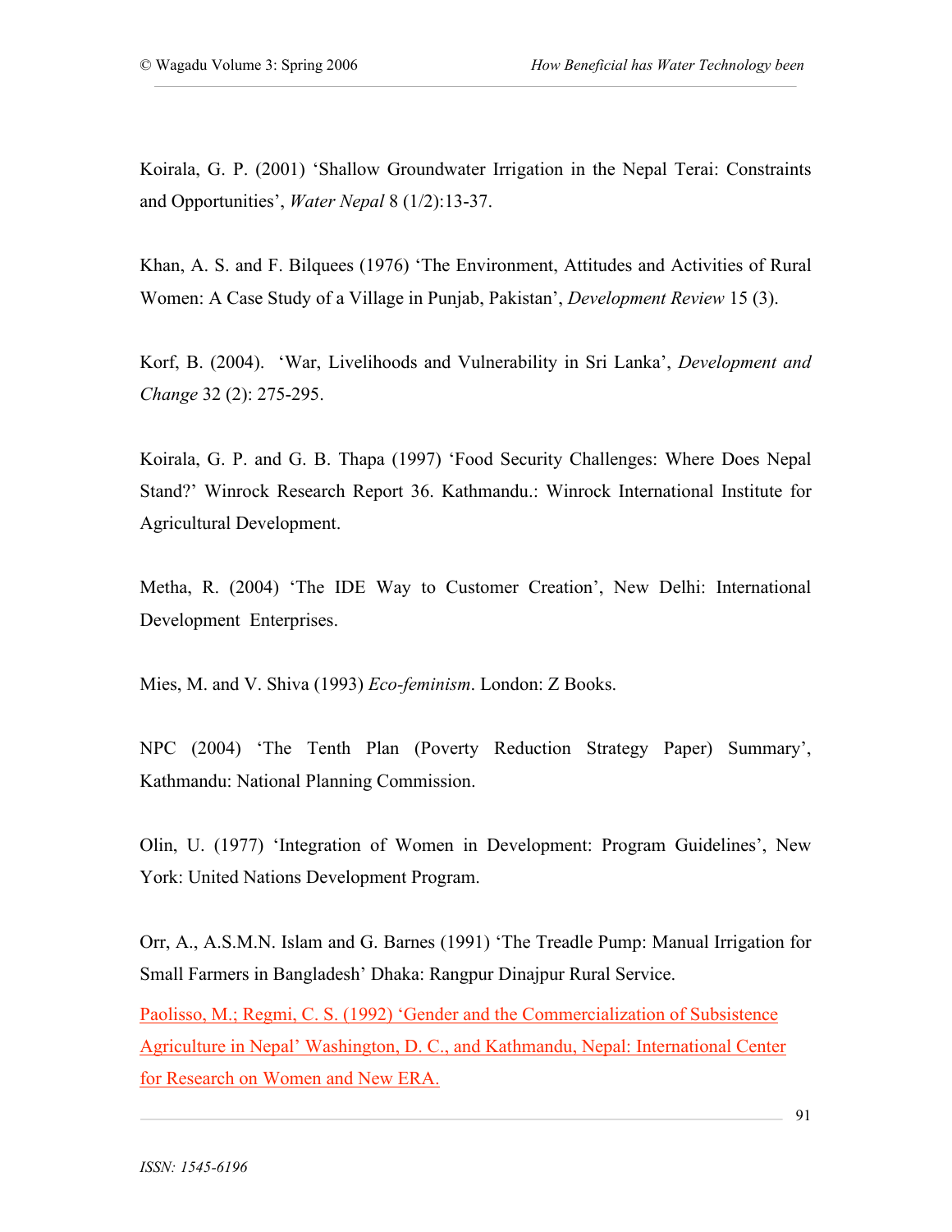Koirala, G. P. (2001) ‘Shallow Groundwater Irrigation in the Nepal Terai: Constraints and Opportunities’, *Water Nepal* 8 (1/2):13-37.

Khan, A. S. and F. Bilquees (1976) ‘The Environment, Attitudes and Activities of Rural Women: A Case Study of a Village in Punjab, Pakistan’, *Development Review* 15 (3).

Korf, B. (2004). ‘War, Livelihoods and Vulnerability in Sri Lanka’, *Development and Change* 32 (2): 275-295.

Koirala, G. P. and G. B. Thapa (1997) ‘Food Security Challenges: Where Does Nepal Stand?’ Winrock Research Report 36. Kathmandu.: Winrock International Institute for Agricultural Development.

Metha, R. (2004) ‘The IDE Way to Customer Creation’, New Delhi: International Development Enterprises.

Mies, M. and V. Shiva (1993) *Eco-feminism*. London: Z Books.

NPC (2004) ‘The Tenth Plan (Poverty Reduction Strategy Paper) Summary’, Kathmandu: National Planning Commission.

Olin, U. (1977) ‘Integration of Women in Development: Program Guidelines’, New York: United Nations Development Program.

Orr, A., A.S.M.N. Islam and G. Barnes (1991) ‘The Treadle Pump: Manual Irrigation for Small Farmers in Bangladesh’ Dhaka: Rangpur Dinajpur Rural Service.

Paolisso, M.; Regmi, C. S. (1992) ‘Gender and the Commercialization of Subsistence Agriculture in Nepal’ Washington, D. C., and Kathmandu, Nepal: International Center for Research on Women and New ERA.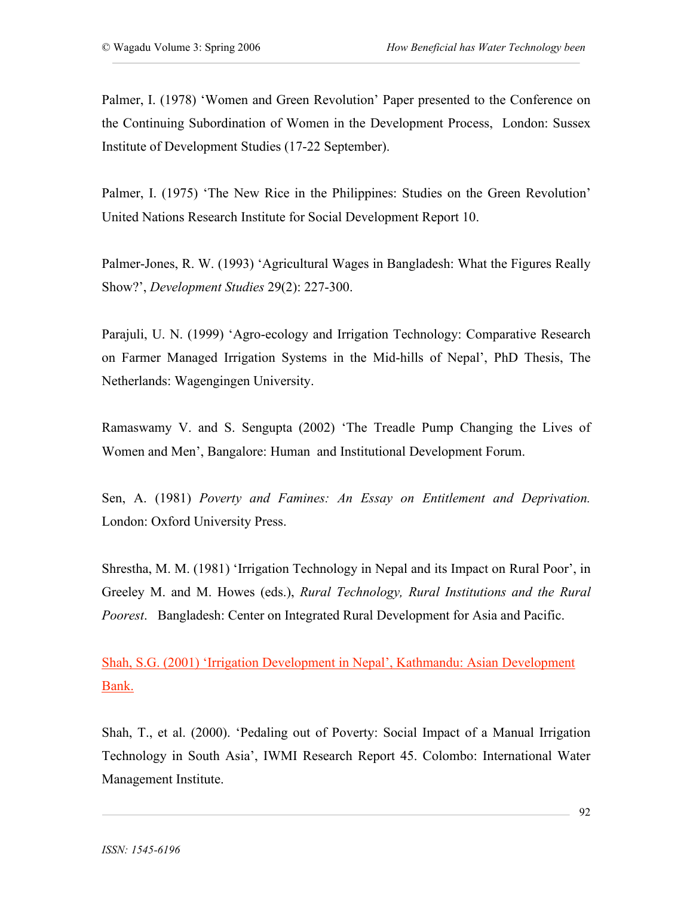Palmer, I. (1978) 'Women and Green Revolution' Paper presented to the Conference on the Continuing Subordination of Women in the Development Process, London: Sussex Institute of Development Studies (17-22 September).

Palmer, I. (1975) 'The New Rice in the Philippines: Studies on the Green Revolution' United Nations Research Institute for Social Development Report 10.

Palmer-Jones, R. W. (1993) 'Agricultural Wages in Bangladesh: What the Figures Really Show?', *Development Studies* 29(2): 227-300.

Parajuli, U. N. (1999) 'Agro-ecology and Irrigation Technology: Comparative Research on Farmer Managed Irrigation Systems in the Mid-hills of Nepal', PhD Thesis, The Netherlands: Wagengingen University.

Ramaswamy V. and S. Sengupta (2002) 'The Treadle Pump Changing the Lives of Women and Men', Bangalore: Human and Institutional Development Forum.

Sen, A. (1981) *Poverty and Famines: An Essay on Entitlement and Deprivation.* London: Oxford University Press.

Shrestha, M. M. (1981) 'Irrigation Technology in Nepal and its Impact on Rural Poor', in Greeley M. and M. Howes (eds.), *Rural Technology, Rural Institutions and the Rural Poorest*. Bangladesh: Center on Integrated Rural Development for Asia and Pacific.

Shah, S.G. (2001) 'Irrigation Development in Nepal', Kathmandu: Asian Development Bank.

Shah, T., et al. (2000). 'Pedaling out of Poverty: Social Impact of a Manual Irrigation Technology in South Asia', IWMI Research Report 45. Colombo: International Water Management Institute.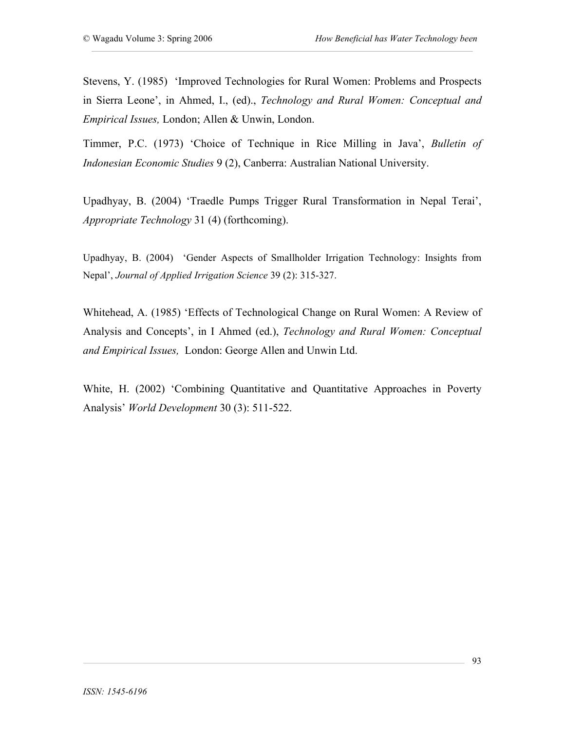Stevens, Y. (1985) 'Improved Technologies for Rural Women: Problems and Prospects in Sierra Leone', in Ahmed, I., (ed)., *Technology and Rural Women: Conceptual and Empirical Issues,* London; Allen & Unwin, London.

Timmer, P.C. (1973) 'Choice of Technique in Rice Milling in Java', *Bulletin of Indonesian Economic Studies* 9 (2), Canberra: Australian National University.

Upadhyay, B. (2004) 'Traedle Pumps Trigger Rural Transformation in Nepal Terai', *Appropriate Technology* 31 (4) (forthcoming).

Upadhyay, B. (2004) 'Gender Aspects of Smallholder Irrigation Technology: Insights from Nepal', *Journal of Applied Irrigation Science* 39 (2): 315-327.

Whitehead, A. (1985) 'Effects of Technological Change on Rural Women: A Review of Analysis and Concepts', in I Ahmed (ed.), *Technology and Rural Women: Conceptual and Empirical Issues,* London: George Allen and Unwin Ltd.

White, H. (2002) 'Combining Quantitative and Quantitative Approaches in Poverty Analysis' *World Development* 30 (3): 511-522.